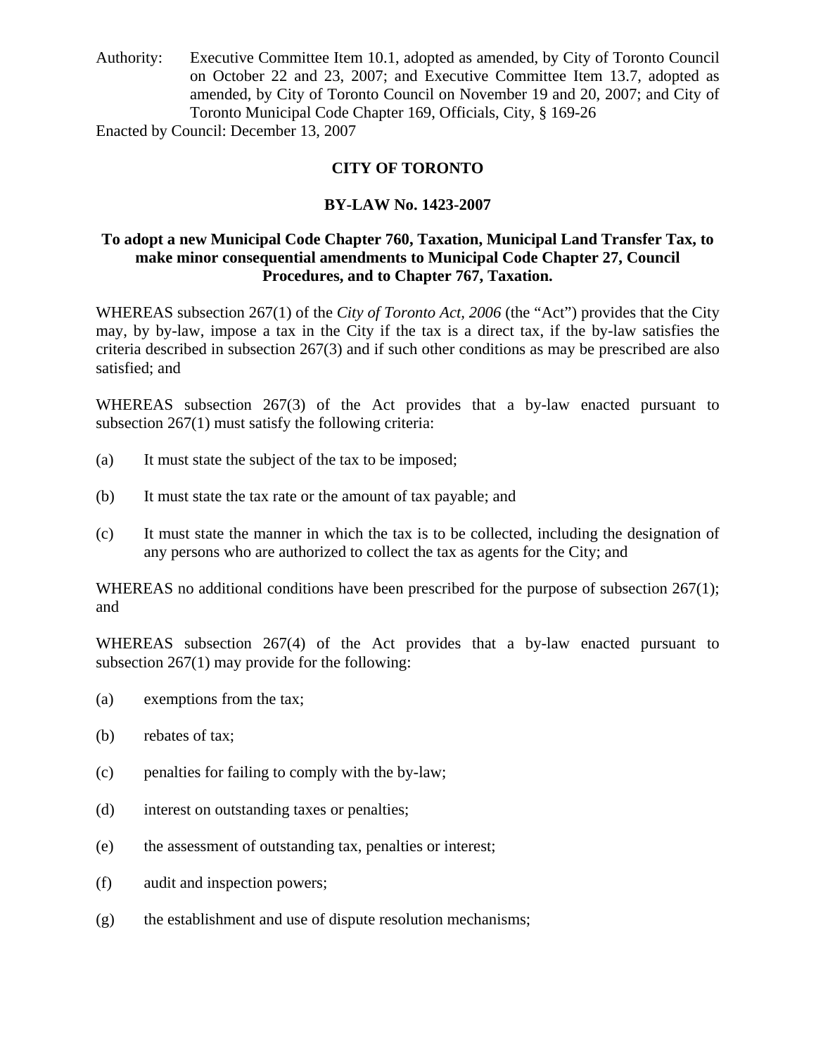Authority: Executive Committee Item 10.1, adopted as amended, by City of Toronto Council on October 22 and 23, 2007; and Executive Committee Item 13.7, adopted as amended, by City of Toronto Council on November 19 and 20, 2007; and City of Toronto Municipal Code Chapter 169, Officials, City, § 169-26

Enacted by Council: December 13, 2007

## CITY OF TORONTO

## BY-LAW No. 1423-2007

### To adopt a new Municipal Code Chapter 760, Taxation, Municipal Land Transfer Tax, to make minor consequential amendments to Municipal Code Chapter 27, Council Procedures, and to Chapter 767, Taxation.

WHEREAS subsection 267(1) of the *City of Toronto Act, 2006* (the "Act") provides that the City may, by by-law, impose a tax in the City if the tax is a direct tax, if the by-law satisfies the criteria described in subsection 267(3) and if such other conditions as may be prescribed are also satisfied; and

WHEREAS subsection 267(3) of the Act provides that a by-law enacted pursuant to subsection 267(1) must satisfy the following criteria:

(a) It must state the subject of the tax to be imposed;

(b) It must state the tax rate or the amount of tax payable; and

(c) It must state the manner in which the tax is to be collected, including the designation of any persons who are authorized to collect the tax as agents for the City; and

WHEREAS no additional conditions have been prescribed for the purpose of subsection 267(1); and

WHEREAS subsection 267(4) of the Act provides that a by-law enacted pursuant to subsection 267(1) may provide for the following:

(a) exemptions from the tax;

(b) rebates of tax;

(c) penalties for failing to comply with the by-law;

(d) interest on outstanding taxes or penalties;

(e) the assessment of outstanding tax, penalties or interest;

(f) audit and inspection powers;

(g) the establishment and use of dispute resolution mechanisms;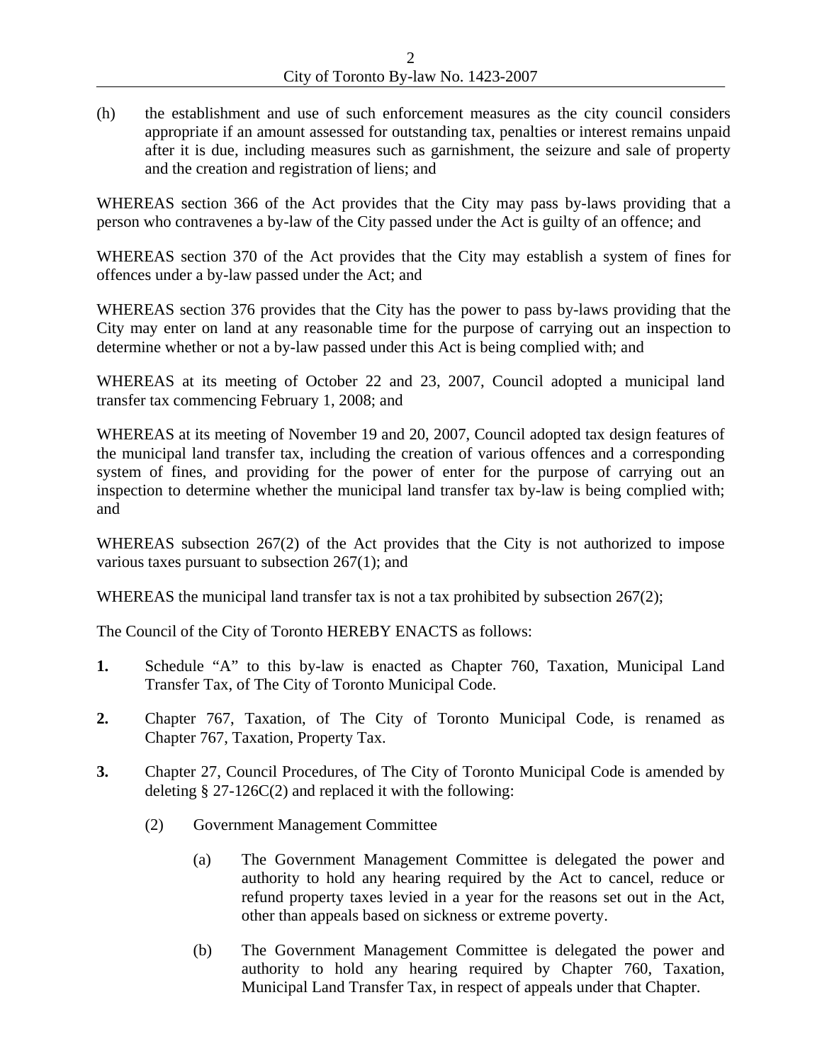(h) the establishment and use of such enforcement measures as the city council considers appropriate if an amount assessed for outstanding tax, penalties or interest remains unpaid after it is due, including measures such as garnishment, the seizure and sale of property and the creation and registration of liens; and

WHEREAS section 366 of the Act provides that the City may pass by-laws providing that a person who contravenes a by-law of the City passed under the Act is guilty of an offence; and

WHEREAS section 370 of the Act provides that the City may establish a system of fines for offences under a by-law passed under the Act; and

WHEREAS section 376 provides that the City has the power to pass by-laws providing that the City may enter on land at any reasonable time for the purpose of carrying out an inspection to determine whether or not a by-law passed under this Act is being complied with; and

WHEREAS at its meeting of October 22 and 23, 2007, Council adopted a municipal land transfer tax commencing February 1, 2008; and

WHEREAS at its meeting of November 19 and 20, 2007, Council adopted tax design features of the municipal land transfer tax, including the creation of various offences and a corresponding system of fines, and providing for the power of enter for the purpose of carrying out an inspection to determine whether the municipal land transfer tax by-law is being complied with; and

WHEREAS subsection 267(2) of the Act provides that the City is not authorized to impose various taxes pursuant to subsection 267(1); and

WHEREAS the municipal land transfer tax is not a tax prohibited by subsection 267(2);

The Council of the City of Toronto HEREBY ENACTS as follows:

**1.** Schedule "A" to this by-law is enacted as Chapter 760, Taxation, Municipal Land Transfer Tax, of The City of Toronto Municipal Code.

**2.** Chapter 767, Taxation, of The City of Toronto Municipal Code, is renamed as Chapter 767, Taxation, Property Tax.

**3.** Chapter 27, Council Procedures, of The City of Toronto Municipal Code is amended by deleting § 27-126C(2) and replaced it with the following:

(2) Government Management Committee

(a) The Government Management Committee is delegated the power and authority to hold any hearing required by the Act to cancel, reduce or refund property taxes levied in a year for the reasons set out in the Act, other than appeals based on sickness or extreme poverty.

(b) The Government Management Committee is delegated the power and authority to hold any hearing required by Chapter 760, Taxation, Municipal Land Transfer Tax, in respect of appeals under that Chapter.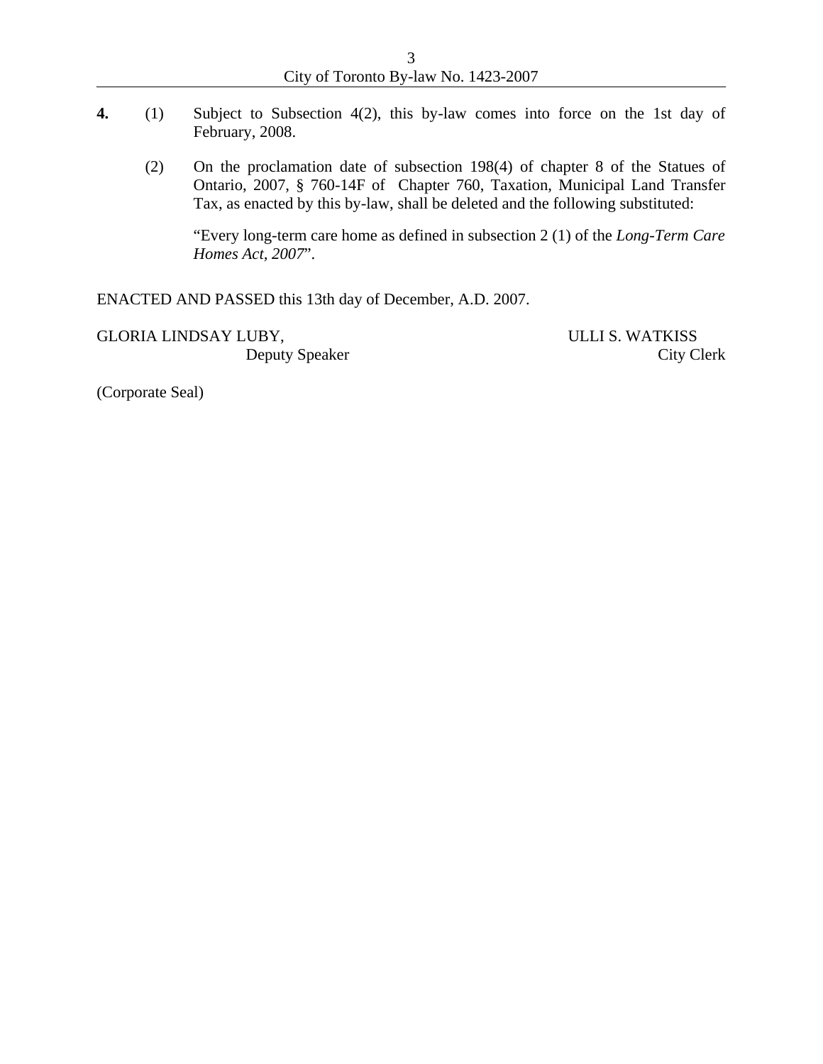**4.** (1) Subject to Subsection 4(2), this by-law comes into force on the 1st day of February, 2008.

(2) On the proclamation date of subsection 198(4) of chapter 8 of the Statues of Ontario, 2007, § 760-14F of Chapter 760, Taxation, Municipal Land Transfer Tax, as enacted by this by-law, shall be deleted and the following substituted:

"Every long-term care home as defined in subsection 2 (1) of the *Long-Term Care Homes Act, 2007*".

ENACTED AND PASSED this 13th day of December, A.D. 2007.

GLORIA LINDSAY LUBY,
Deputy Speaker

ULLI S. WATKISS
City Clerk

(Corporate Seal)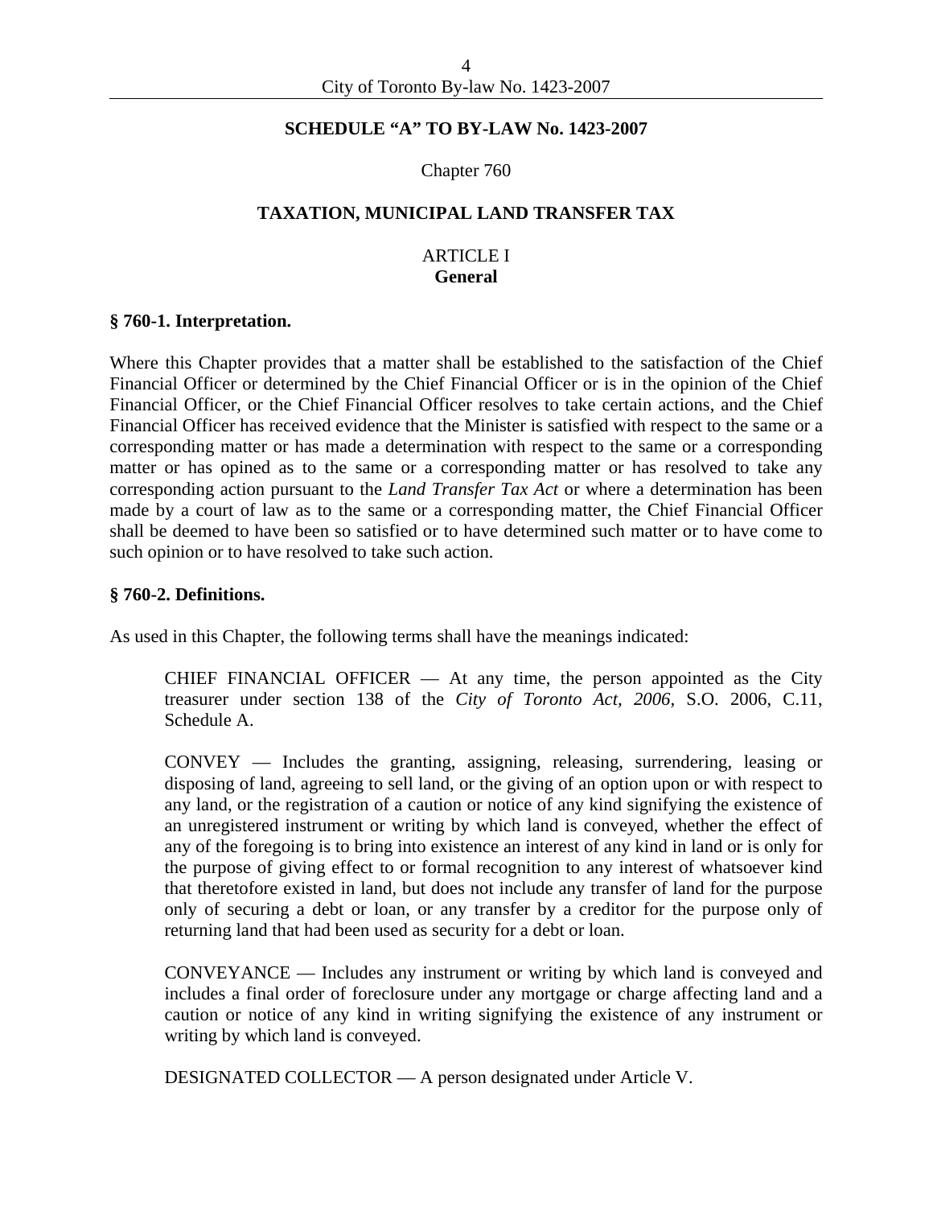## SCHEDULE "A" TO BY-LAW No. 1423-2007

Chapter 760

## TAXATION, MUNICIPAL LAND TRANSFER TAX

ARTICLE I
**General**

### § 760-1. Interpretation.

Where this Chapter provides that a matter shall be established to the satisfaction of the Chief Financial Officer or determined by the Chief Financial Officer or is in the opinion of the Chief Financial Officer, or the Chief Financial Officer resolves to take certain actions, and the Chief Financial Officer has received evidence that the Minister is satisfied with respect to the same or a corresponding matter or has made a determination with respect to the same or a corresponding matter or has opined as to the same or a corresponding matter or has resolved to take any corresponding action pursuant to the *Land Transfer Tax Act* or where a determination has been made by a court of law as to the same or a corresponding matter, the Chief Financial Officer shall be deemed to have been so satisfied or to have determined such matter or to have come to such opinion or to have resolved to take such action.

### § 760-2. Definitions.

As used in this Chapter, the following terms shall have the meanings indicated:

CHIEF FINANCIAL OFFICER — At any time, the person appointed as the City treasurer under section 138 of the *City of Toronto Act, 2006*, S.O. 2006, C.11, Schedule A.

CONVEY — Includes the granting, assigning, releasing, surrendering, leasing or disposing of land, agreeing to sell land, or the giving of an option upon or with respect to any land, or the registration of a caution or notice of any kind signifying the existence of an unregistered instrument or writing by which land is conveyed, whether the effect of any of the foregoing is to bring into existence an interest of any kind in land or is only for the purpose of giving effect to or formal recognition to any interest of whatsoever kind that theretofore existed in land, but does not include any transfer of land for the purpose only of securing a debt or loan, or any transfer by a creditor for the purpose only of returning land that had been used as security for a debt or loan.

CONVEYANCE — Includes any instrument or writing by which land is conveyed and includes a final order of foreclosure under any mortgage or charge affecting land and a caution or notice of any kind in writing signifying the existence of any instrument or writing by which land is conveyed.

DESIGNATED COLLECTOR — A person designated under Article V.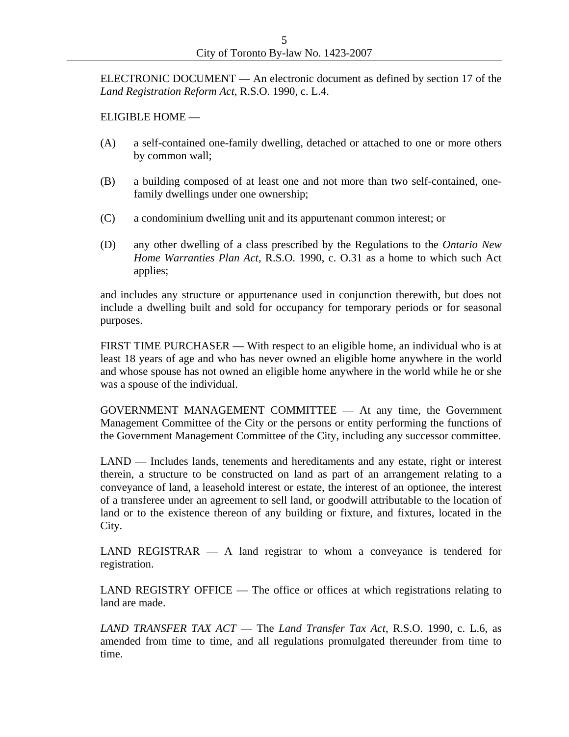ELECTRONIC DOCUMENT — An electronic document as defined by section 17 of the *Land Registration Reform Act*, R.S.O. 1990, c. L.4.

ELIGIBLE HOME —

(A) a self-contained one-family dwelling, detached or attached to one or more others by common wall;

(B) a building composed of at least one and not more than two self-contained, one-family dwellings under one ownership;

(C) a condominium dwelling unit and its appurtenant common interest; or

(D) any other dwelling of a class prescribed by the Regulations to the *Ontario New Home Warranties Plan Act*, R.S.O. 1990, c. O.31 as a home to which such Act applies;

and includes any structure or appurtenance used in conjunction therewith, but does not include a dwelling built and sold for occupancy for temporary periods or for seasonal purposes.

FIRST TIME PURCHASER — With respect to an eligible home, an individual who is at least 18 years of age and who has never owned an eligible home anywhere in the world and whose spouse has not owned an eligible home anywhere in the world while he or she was a spouse of the individual.

GOVERNMENT MANAGEMENT COMMITTEE — At any time, the Government Management Committee of the City or the persons or entity performing the functions of the Government Management Committee of the City, including any successor committee.

LAND — Includes lands, tenements and hereditaments and any estate, right or interest therein, a structure to be constructed on land as part of an arrangement relating to a conveyance of land, a leasehold interest or estate, the interest of an optionee, the interest of a transferee under an agreement to sell land, or goodwill attributable to the location of land or to the existence thereon of any building or fixture, and fixtures, located in the City.

LAND REGISTRAR — A land registrar to whom a conveyance is tendered for registration.

LAND REGISTRY OFFICE — The office or offices at which registrations relating to land are made.

*LAND TRANSFER TAX ACT* — The *Land Transfer Tax Act*, R.S.O. 1990, c. L.6, as amended from time to time, and all regulations promulgated thereunder from time to time.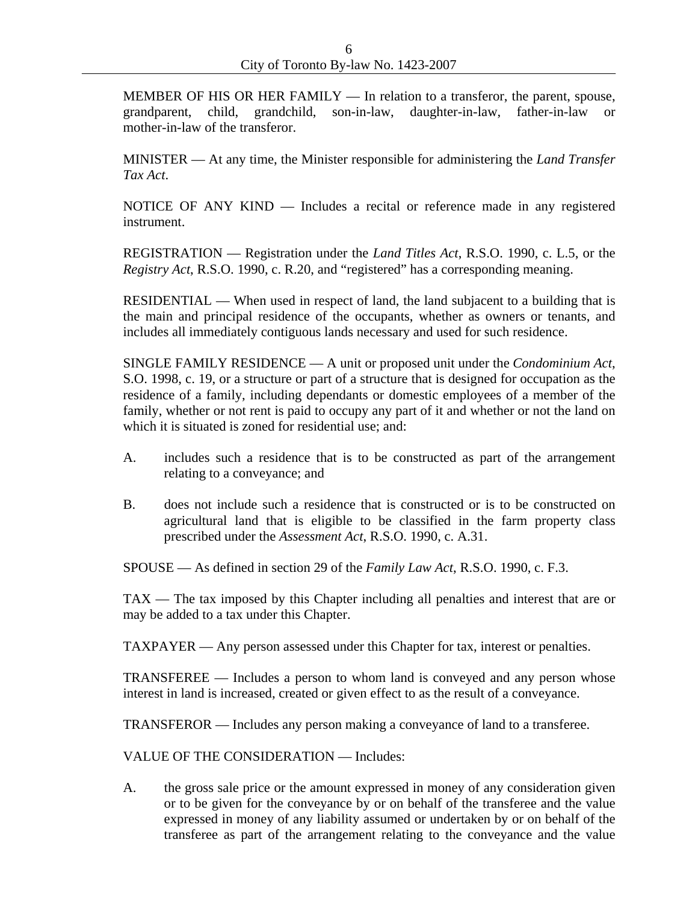MEMBER OF HIS OR HER FAMILY — In relation to a transferor, the parent, spouse, grandparent, child, grandchild, son-in-law, daughter-in-law, father-in-law or mother-in-law of the transferor.

MINISTER — At any time, the Minister responsible for administering the *Land Transfer Tax Act*.

NOTICE OF ANY KIND — Includes a recital or reference made in any registered instrument.

REGISTRATION — Registration under the *Land Titles Act*, R.S.O. 1990, c. L.5, or the *Registry Act*, R.S.O. 1990, c. R.20, and "registered" has a corresponding meaning.

RESIDENTIAL — When used in respect of land, the land subjacent to a building that is the main and principal residence of the occupants, whether as owners or tenants, and includes all immediately contiguous lands necessary and used for such residence.

SINGLE FAMILY RESIDENCE — A unit or proposed unit under the *Condominium Act*, S.O. 1998, c. 19, or a structure or part of a structure that is designed for occupation as the residence of a family, including dependants or domestic employees of a member of the family, whether or not rent is paid to occupy any part of it and whether or not the land on which it is situated is zoned for residential use; and:

A. includes such a residence that is to be constructed as part of the arrangement relating to a conveyance; and

B. does not include such a residence that is constructed or is to be constructed on agricultural land that is eligible to be classified in the farm property class prescribed under the *Assessment Act*, R.S.O. 1990, c. A.31.

SPOUSE — As defined in section 29 of the *Family Law Act*, R.S.O. 1990, c. F.3.

TAX — The tax imposed by this Chapter including all penalties and interest that are or may be added to a tax under this Chapter.

TAXPAYER — Any person assessed under this Chapter for tax, interest or penalties.

TRANSFEREE — Includes a person to whom land is conveyed and any person whose interest in land is increased, created or given effect to as the result of a conveyance.

TRANSFEROR — Includes any person making a conveyance of land to a transferee.

VALUE OF THE CONSIDERATION — Includes:

A. the gross sale price or the amount expressed in money of any consideration given or to be given for the conveyance by or on behalf of the transferee and the value expressed in money of any liability assumed or undertaken by or on behalf of the transferee as part of the arrangement relating to the conveyance and the value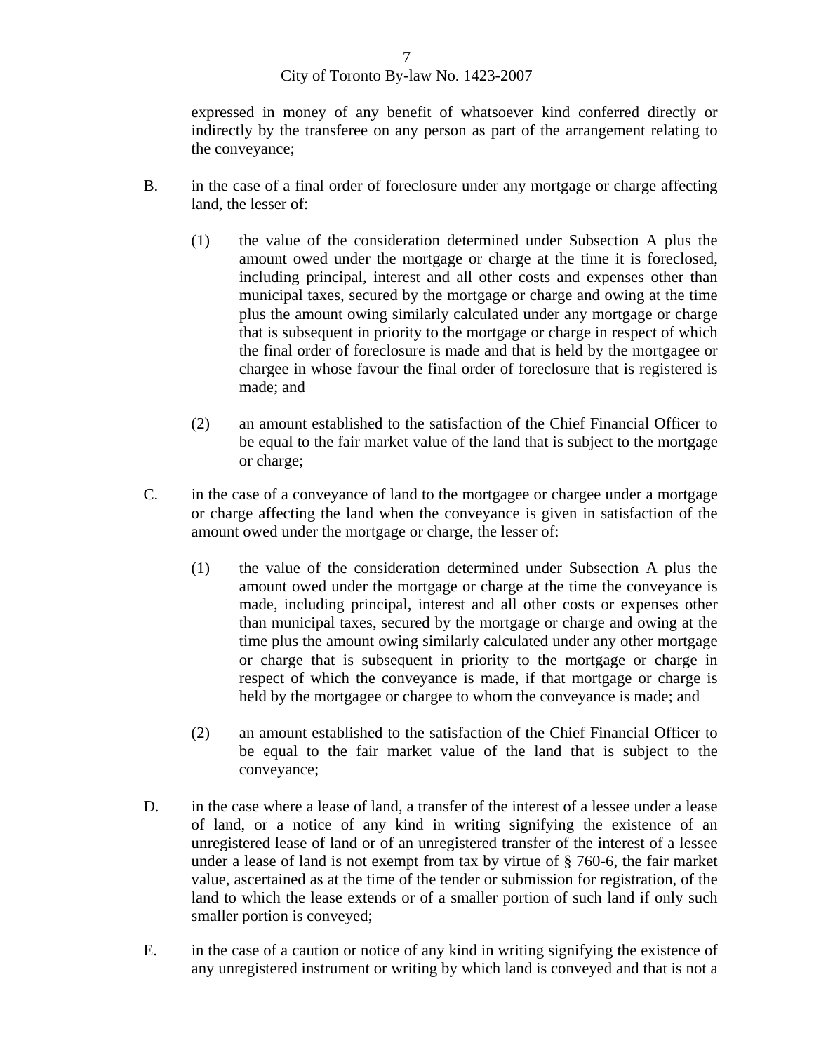expressed in money of any benefit of whatsoever kind conferred directly or indirectly by the transferee on any person as part of the arrangement relating to the conveyance;

B. in the case of a final order of foreclosure under any mortgage or charge affecting land, the lesser of:

(1) the value of the consideration determined under Subsection A plus the amount owed under the mortgage or charge at the time it is foreclosed, including principal, interest and all other costs and expenses other than municipal taxes, secured by the mortgage or charge and owing at the time plus the amount owing similarly calculated under any mortgage or charge that is subsequent in priority to the mortgage or charge in respect of which the final order of foreclosure is made and that is held by the mortgagee or chargee in whose favour the final order of foreclosure that is registered is made; and

(2) an amount established to the satisfaction of the Chief Financial Officer to be equal to the fair market value of the land that is subject to the mortgage or charge;

C. in the case of a conveyance of land to the mortgagee or chargee under a mortgage or charge affecting the land when the conveyance is given in satisfaction of the amount owed under the mortgage or charge, the lesser of:

(1) the value of the consideration determined under Subsection A plus the amount owed under the mortgage or charge at the time the conveyance is made, including principal, interest and all other costs or expenses other than municipal taxes, secured by the mortgage or charge and owing at the time plus the amount owing similarly calculated under any other mortgage or charge that is subsequent in priority to the mortgage or charge in respect of which the conveyance is made, if that mortgage or charge is held by the mortgagee or chargee to whom the conveyance is made; and

(2) an amount established to the satisfaction of the Chief Financial Officer to be equal to the fair market value of the land that is subject to the conveyance;

D. in the case where a lease of land, a transfer of the interest of a lessee under a lease of land, or a notice of any kind in writing signifying the existence of an unregistered lease of land or of an unregistered transfer of the interest of a lessee under a lease of land is not exempt from tax by virtue of § 760-6, the fair market value, ascertained as at the time of the tender or submission for registration, of the land to which the lease extends or of a smaller portion of such land if only such smaller portion is conveyed;

E. in the case of a caution or notice of any kind in writing signifying the existence of any unregistered instrument or writing by which land is conveyed and that is not a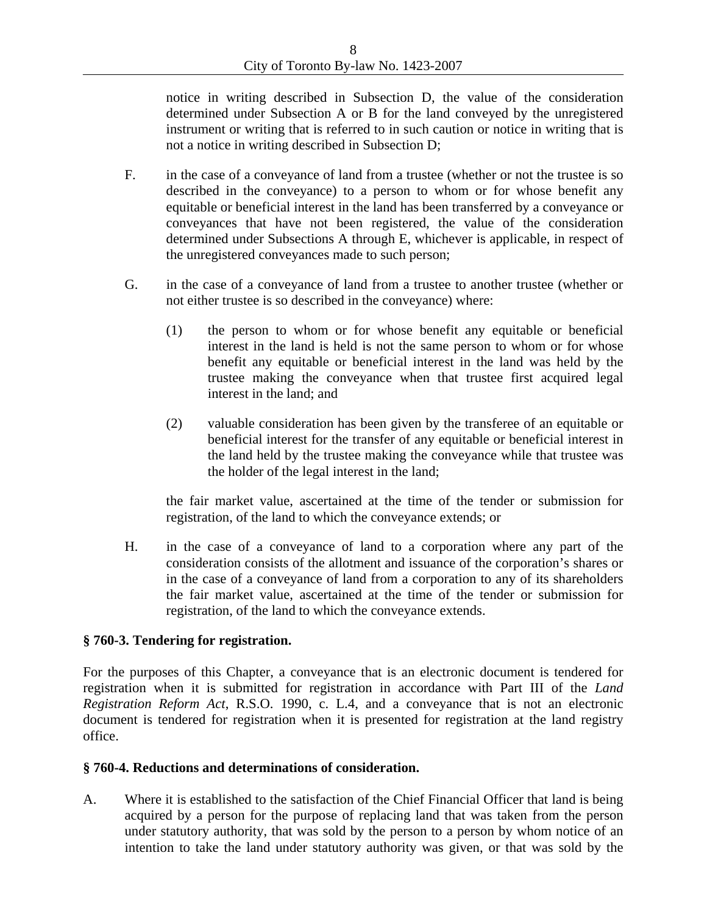notice in writing described in Subsection D, the value of the consideration determined under Subsection A or B for the land conveyed by the unregistered instrument or writing that is referred to in such caution or notice in writing that is not a notice in writing described in Subsection D;

F. in the case of a conveyance of land from a trustee (whether or not the trustee is so described in the conveyance) to a person to whom or for whose benefit any equitable or beneficial interest in the land has been transferred by a conveyance or conveyances that have not been registered, the value of the consideration determined under Subsections A through E, whichever is applicable, in respect of the unregistered conveyances made to such person;

G. in the case of a conveyance of land from a trustee to another trustee (whether or not either trustee is so described in the conveyance) where:

(1) the person to whom or for whose benefit any equitable or beneficial interest in the land is held is not the same person to whom or for whose benefit any equitable or beneficial interest in the land was held by the trustee making the conveyance when that trustee first acquired legal interest in the land; and

(2) valuable consideration has been given by the transferee of an equitable or beneficial interest for the transfer of any equitable or beneficial interest in the land held by the trustee making the conveyance while that trustee was the holder of the legal interest in the land;

the fair market value, ascertained at the time of the tender or submission for registration, of the land to which the conveyance extends; or

H. in the case of a conveyance of land to a corporation where any part of the consideration consists of the allotment and issuance of the corporation's shares or in the case of a conveyance of land from a corporation to any of its shareholders the fair market value, ascertained at the time of the tender or submission for registration, of the land to which the conveyance extends.

**§ 760-3. Tendering for registration.**

For the purposes of this Chapter, a conveyance that is an electronic document is tendered for registration when it is submitted for registration in accordance with Part III of the *Land Registration Reform Act*, R.S.O. 1990, c. L.4, and a conveyance that is not an electronic document is tendered for registration when it is presented for registration at the land registry office.

**§ 760-4. Reductions and determinations of consideration.**

A. Where it is established to the satisfaction of the Chief Financial Officer that land is being acquired by a person for the purpose of replacing land that was taken from the person under statutory authority, that was sold by the person to a person by whom notice of an intention to take the land under statutory authority was given, or that was sold by the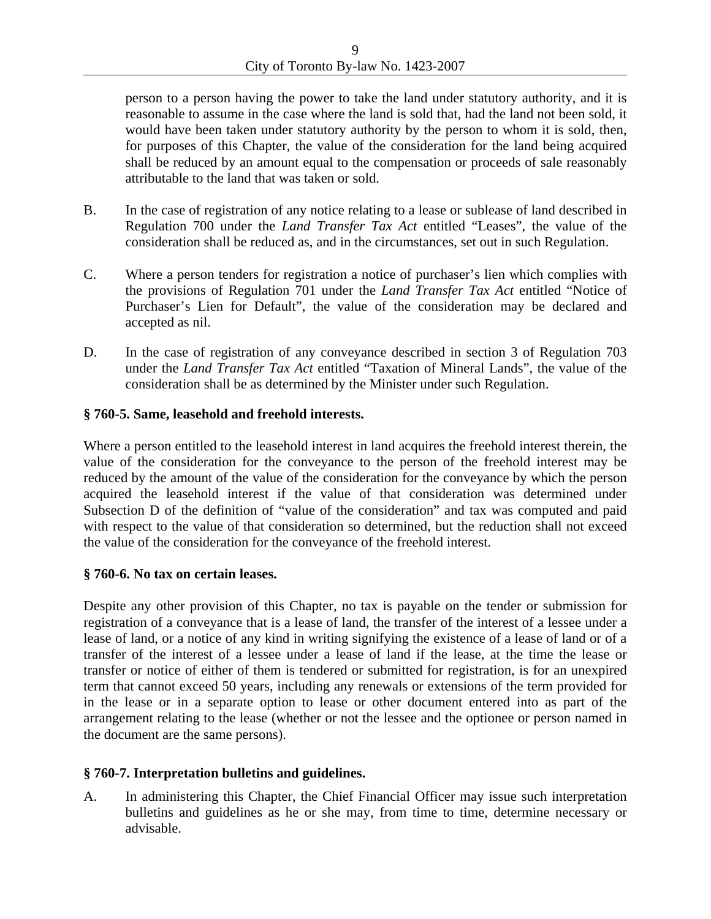person to a person having the power to take the land under statutory authority, and it is reasonable to assume in the case where the land is sold that, had the land not been sold, it would have been taken under statutory authority by the person to whom it is sold, then, for purposes of this Chapter, the value of the consideration for the land being acquired shall be reduced by an amount equal to the compensation or proceeds of sale reasonably attributable to the land that was taken or sold.

B. In the case of registration of any notice relating to a lease or sublease of land described in Regulation 700 under the *Land Transfer Tax Act* entitled "Leases", the value of the consideration shall be reduced as, and in the circumstances, set out in such Regulation.

C. Where a person tenders for registration a notice of purchaser's lien which complies with the provisions of Regulation 701 under the *Land Transfer Tax Act* entitled "Notice of Purchaser's Lien for Default", the value of the consideration may be declared and accepted as nil.

D. In the case of registration of any conveyance described in section 3 of Regulation 703 under the *Land Transfer Tax Act* entitled "Taxation of Mineral Lands", the value of the consideration shall be as determined by the Minister under such Regulation.

**§ 760-5. Same, leasehold and freehold interests.**

Where a person entitled to the leasehold interest in land acquires the freehold interest therein, the value of the consideration for the conveyance to the person of the freehold interest may be reduced by the amount of the value of the consideration for the conveyance by which the person acquired the leasehold interest if the value of that consideration was determined under Subsection D of the definition of "value of the consideration" and tax was computed and paid with respect to the value of that consideration so determined, but the reduction shall not exceed the value of the consideration for the conveyance of the freehold interest.

**§ 760-6. No tax on certain leases.**

Despite any other provision of this Chapter, no tax is payable on the tender or submission for registration of a conveyance that is a lease of land, the transfer of the interest of a lessee under a lease of land, or a notice of any kind in writing signifying the existence of a lease of land or of a transfer of the interest of a lessee under a lease of land if the lease, at the time the lease or transfer or notice of either of them is tendered or submitted for registration, is for an unexpired term that cannot exceed 50 years, including any renewals or extensions of the term provided for in the lease or in a separate option to lease or other document entered into as part of the arrangement relating to the lease (whether or not the lessee and the optionee or person named in the document are the same persons).

**§ 760-7. Interpretation bulletins and guidelines.**

A. In administering this Chapter, the Chief Financial Officer may issue such interpretation bulletins and guidelines as he or she may, from time to time, determine necessary or advisable.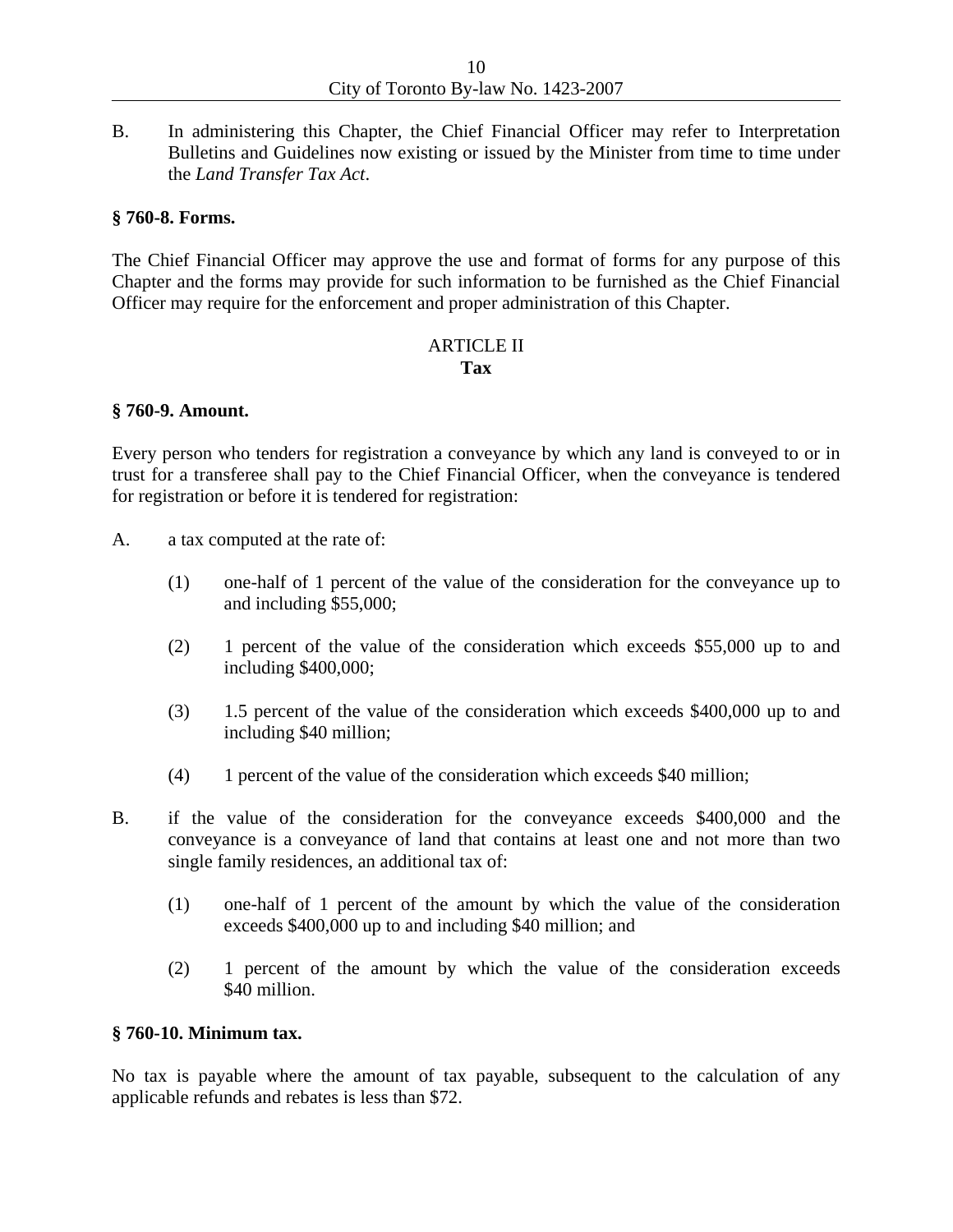B. In administering this Chapter, the Chief Financial Officer may refer to Interpretation Bulletins and Guidelines now existing or issued by the Minister from time to time under the *Land Transfer Tax Act*.

**§ 760-8. Forms.**

The Chief Financial Officer may approve the use and format of forms for any purpose of this Chapter and the forms may provide for such information to be furnished as the Chief Financial Officer may require for the enforcement and proper administration of this Chapter.

ARTICLE II
**Tax**

**§ 760-9. Amount.**

Every person who tenders for registration a conveyance by which any land is conveyed to or in trust for a transferee shall pay to the Chief Financial Officer, when the conveyance is tendered for registration or before it is tendered for registration:

A. a tax computed at the rate of:

   (1) one-half of 1 percent of the value of the consideration for the conveyance up to and including $55,000;

   (2) 1 percent of the value of the consideration which exceeds $55,000 up to and including $400,000;

   (3) 1.5 percent of the value of the consideration which exceeds $400,000 up to and including $40 million;

   (4) 1 percent of the value of the consideration which exceeds $40 million;

B. if the value of the consideration for the conveyance exceeds $400,000 and the conveyance is a conveyance of land that contains at least one and not more than two single family residences, an additional tax of:

   (1) one-half of 1 percent of the amount by which the value of the consideration exceeds $400,000 up to and including $40 million; and

   (2) 1 percent of the amount by which the value of the consideration exceeds $40 million.

**§ 760-10. Minimum tax.**

No tax is payable where the amount of tax payable, subsequent to the calculation of any applicable refunds and rebates is less than $72.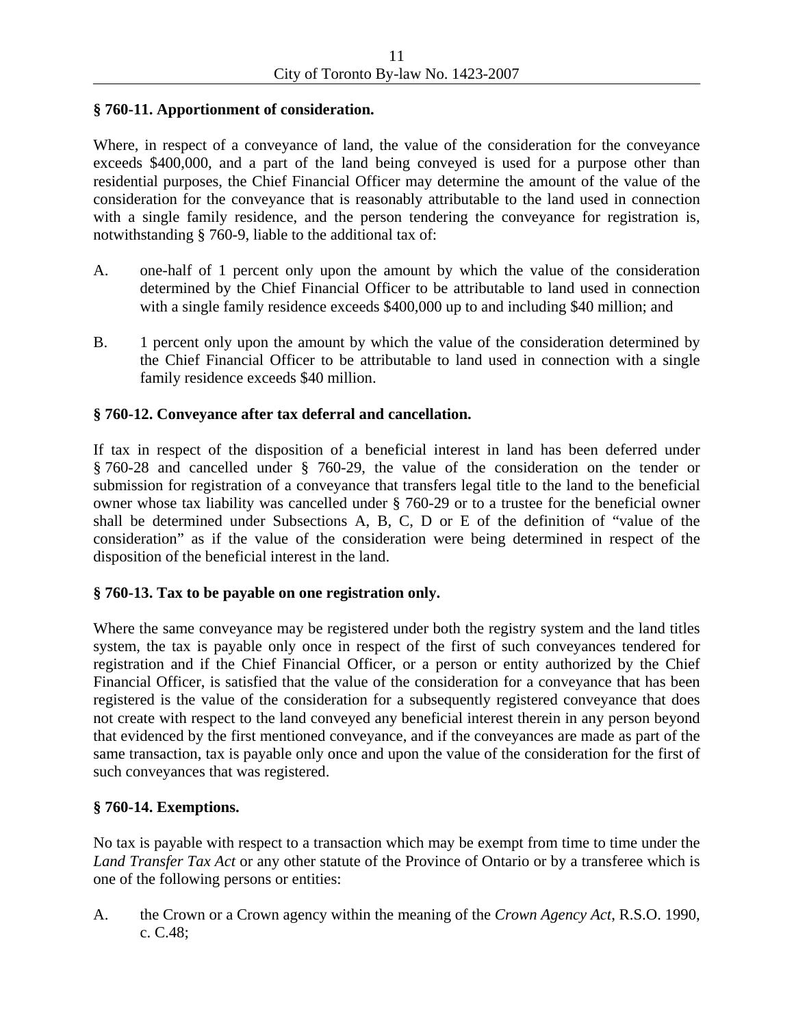**§ 760-11. Apportionment of consideration.**

Where, in respect of a conveyance of land, the value of the consideration for the conveyance exceeds $400,000, and a part of the land being conveyed is used for a purpose other than residential purposes, the Chief Financial Officer may determine the amount of the value of the consideration for the conveyance that is reasonably attributable to the land used in connection with a single family residence, and the person tendering the conveyance for registration is, notwithstanding § 760-9, liable to the additional tax of:

A. one-half of 1 percent only upon the amount by which the value of the consideration determined by the Chief Financial Officer to be attributable to land used in connection with a single family residence exceeds $400,000 up to and including $40 million; and

B. 1 percent only upon the amount by which the value of the consideration determined by the Chief Financial Officer to be attributable to land used in connection with a single family residence exceeds $40 million.

**§ 760-12. Conveyance after tax deferral and cancellation.**

If tax in respect of the disposition of a beneficial interest in land has been deferred under § 760-28 and cancelled under § 760-29, the value of the consideration on the tender or submission for registration of a conveyance that transfers legal title to the land to the beneficial owner whose tax liability was cancelled under § 760-29 or to a trustee for the beneficial owner shall be determined under Subsections A, B, C, D or E of the definition of "value of the consideration" as if the value of the consideration were being determined in respect of the disposition of the beneficial interest in the land.

**§ 760-13. Tax to be payable on one registration only.**

Where the same conveyance may be registered under both the registry system and the land titles system, the tax is payable only once in respect of the first of such conveyances tendered for registration and if the Chief Financial Officer, or a person or entity authorized by the Chief Financial Officer, is satisfied that the value of the consideration for a conveyance that has been registered is the value of the consideration for a subsequently registered conveyance that does not create with respect to the land conveyed any beneficial interest therein in any person beyond that evidenced by the first mentioned conveyance, and if the conveyances are made as part of the same transaction, tax is payable only once and upon the value of the consideration for the first of such conveyances that was registered.

**§ 760-14. Exemptions.**

No tax is payable with respect to a transaction which may be exempt from time to time under the *Land Transfer Tax Act* or any other statute of the Province of Ontario or by a transferee which is one of the following persons or entities:

A. the Crown or a Crown agency within the meaning of the *Crown Agency Act*, R.S.O. 1990, c. C.48;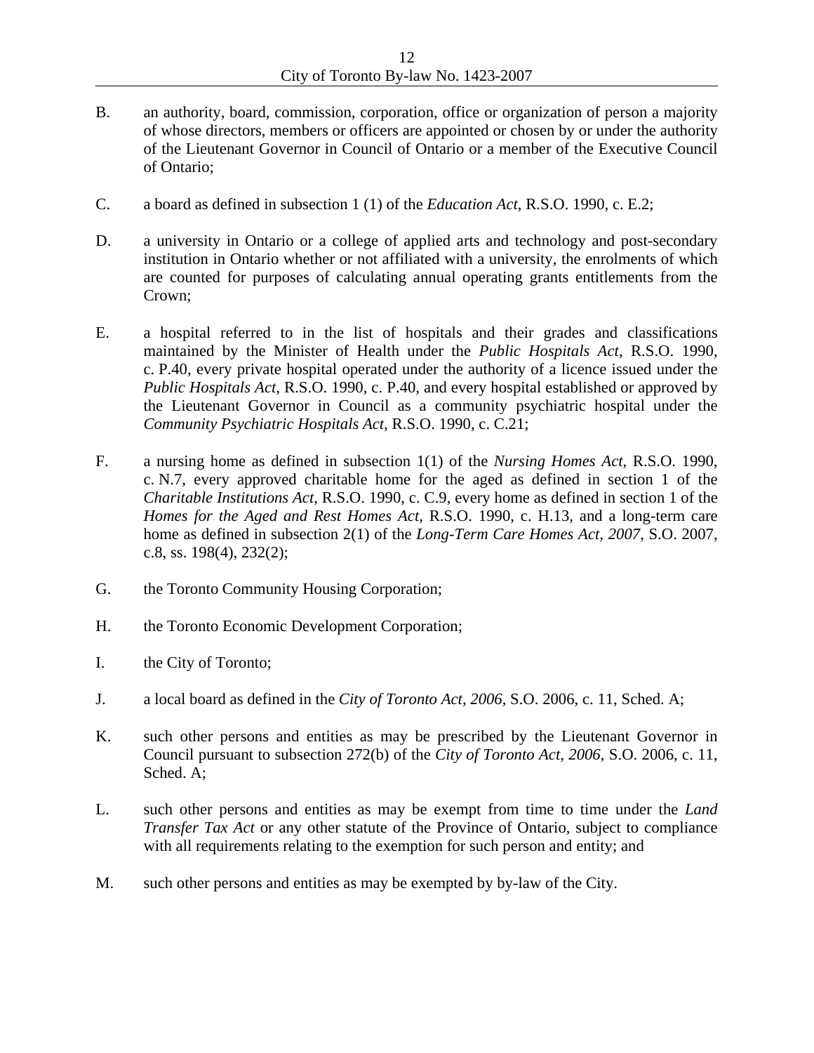B. an authority, board, commission, corporation, office or organization of person a majority of whose directors, members or officers are appointed or chosen by or under the authority of the Lieutenant Governor in Council of Ontario or a member of the Executive Council of Ontario;

C. a board as defined in subsection 1 (1) of the *Education Act*, R.S.O. 1990, c. E.2;

D. a university in Ontario or a college of applied arts and technology and post-secondary institution in Ontario whether or not affiliated with a university, the enrolments of which are counted for purposes of calculating annual operating grants entitlements from the Crown;

E. a hospital referred to in the list of hospitals and their grades and classifications maintained by the Minister of Health under the *Public Hospitals Act*, R.S.O. 1990, c. P.40, every private hospital operated under the authority of a licence issued under the *Public Hospitals Act*, R.S.O. 1990, c. P.40, and every hospital established or approved by the Lieutenant Governor in Council as a community psychiatric hospital under the *Community Psychiatric Hospitals Act*, R.S.O. 1990, c. C.21;

F. a nursing home as defined in subsection 1(1) of the *Nursing Homes Act*, R.S.O. 1990, c. N.7, every approved charitable home for the aged as defined in section 1 of the *Charitable Institutions Act*, R.S.O. 1990, c. C.9, every home as defined in section 1 of the *Homes for the Aged and Rest Homes Act*, R.S.O. 1990, c. H.13, and a long-term care home as defined in subsection 2(1) of the *Long-Term Care Homes Act, 2007*, S.O. 2007, c.8, ss. 198(4), 232(2);

G. the Toronto Community Housing Corporation;

H. the Toronto Economic Development Corporation;

I. the City of Toronto;

J. a local board as defined in the *City of Toronto Act, 2006*, S.O. 2006, c. 11, Sched. A;

K. such other persons and entities as may be prescribed by the Lieutenant Governor in Council pursuant to subsection 272(b) of the *City of Toronto Act, 2006*, S.O. 2006, c. 11, Sched. A;

L. such other persons and entities as may be exempt from time to time under the *Land Transfer Tax Act* or any other statute of the Province of Ontario, subject to compliance with all requirements relating to the exemption for such person and entity; and

M. such other persons and entities as may be exempted by by-law of the City.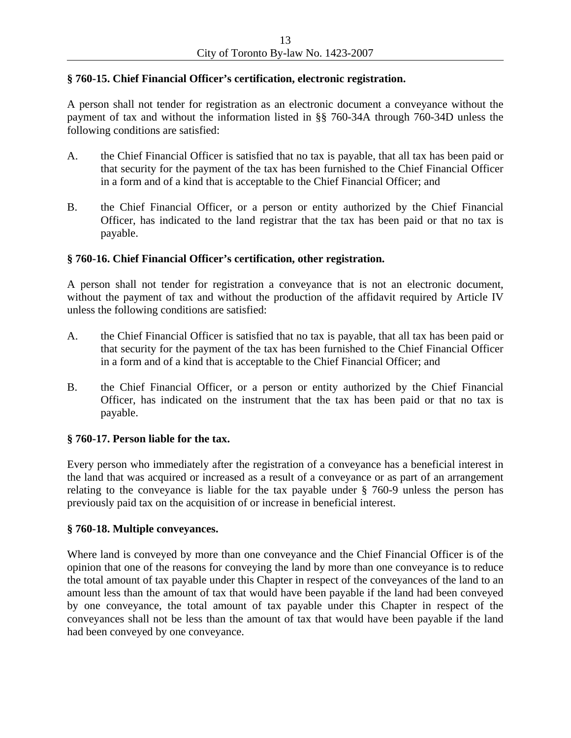### § 760-15. Chief Financial Officer's certification, electronic registration.

A person shall not tender for registration as an electronic document a conveyance without the payment of tax and without the information listed in §§ 760-34A through 760-34D unless the following conditions are satisfied:

A. the Chief Financial Officer is satisfied that no tax is payable, that all tax has been paid or that security for the payment of the tax has been furnished to the Chief Financial Officer in a form and of a kind that is acceptable to the Chief Financial Officer; and

B. the Chief Financial Officer, or a person or entity authorized by the Chief Financial Officer, has indicated to the land registrar that the tax has been paid or that no tax is payable.

### § 760-16. Chief Financial Officer's certification, other registration.

A person shall not tender for registration a conveyance that is not an electronic document, without the payment of tax and without the production of the affidavit required by Article IV unless the following conditions are satisfied:

A. the Chief Financial Officer is satisfied that no tax is payable, that all tax has been paid or that security for the payment of the tax has been furnished to the Chief Financial Officer in a form and of a kind that is acceptable to the Chief Financial Officer; and

B. the Chief Financial Officer, or a person or entity authorized by the Chief Financial Officer, has indicated on the instrument that the tax has been paid or that no tax is payable.

### § 760-17. Person liable for the tax.

Every person who immediately after the registration of a conveyance has a beneficial interest in the land that was acquired or increased as a result of a conveyance or as part of an arrangement relating to the conveyance is liable for the tax payable under § 760-9 unless the person has previously paid tax on the acquisition of or increase in beneficial interest.

### § 760-18. Multiple conveyances.

Where land is conveyed by more than one conveyance and the Chief Financial Officer is of the opinion that one of the reasons for conveying the land by more than one conveyance is to reduce the total amount of tax payable under this Chapter in respect of the conveyances of the land to an amount less than the amount of tax that would have been payable if the land had been conveyed by one conveyance, the total amount of tax payable under this Chapter in respect of the conveyances shall not be less than the amount of tax that would have been payable if the land had been conveyed by one conveyance.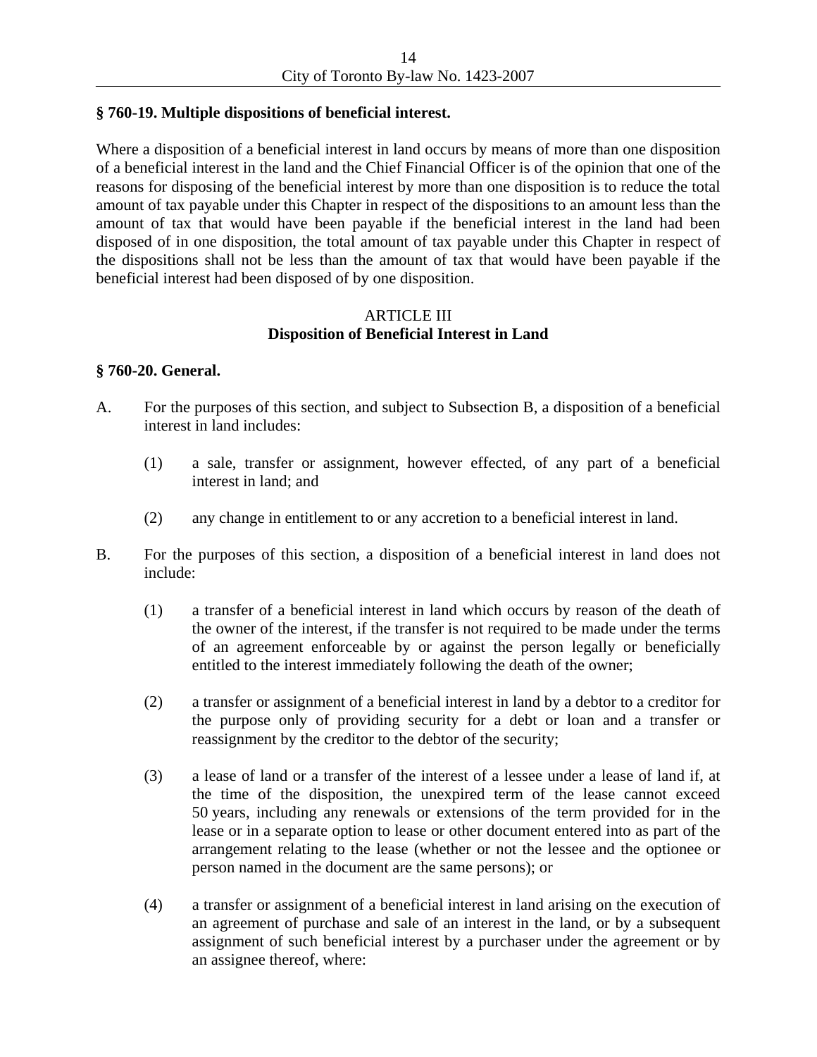**§ 760-19. Multiple dispositions of beneficial interest.**

Where a disposition of a beneficial interest in land occurs by means of more than one disposition of a beneficial interest in the land and the Chief Financial Officer is of the opinion that one of the reasons for disposing of the beneficial interest by more than one disposition is to reduce the total amount of tax payable under this Chapter in respect of the dispositions to an amount less than the amount of tax that would have been payable if the beneficial interest in the land had been disposed of in one disposition, the total amount of tax payable under this Chapter in respect of the dispositions shall not be less than the amount of tax that would have been payable if the beneficial interest had been disposed of by one disposition.

## ARTICLE III
## Disposition of Beneficial Interest in Land

**§ 760-20. General.**

A. For the purposes of this section, and subject to Subsection B, a disposition of a beneficial interest in land includes:

   (1) a sale, transfer or assignment, however effected, of any part of a beneficial interest in land; and

   (2) any change in entitlement to or any accretion to a beneficial interest in land.

B. For the purposes of this section, a disposition of a beneficial interest in land does not include:

   (1) a transfer of a beneficial interest in land which occurs by reason of the death of the owner of the interest, if the transfer is not required to be made under the terms of an agreement enforceable by or against the person legally or beneficially entitled to the interest immediately following the death of the owner;

   (2) a transfer or assignment of a beneficial interest in land by a debtor to a creditor for the purpose only of providing security for a debt or loan and a transfer or reassignment by the creditor to the debtor of the security;

   (3) a lease of land or a transfer of the interest of a lessee under a lease of land if, at the time of the disposition, the unexpired term of the lease cannot exceed 50 years, including any renewals or extensions of the term provided for in the lease or in a separate option to lease or other document entered into as part of the arrangement relating to the lease (whether or not the lessee and the optionee or person named in the document are the same persons); or

   (4) a transfer or assignment of a beneficial interest in land arising on the execution of an agreement of purchase and sale of an interest in the land, or by a subsequent assignment of such beneficial interest by a purchaser under the agreement or by an assignee thereof, where: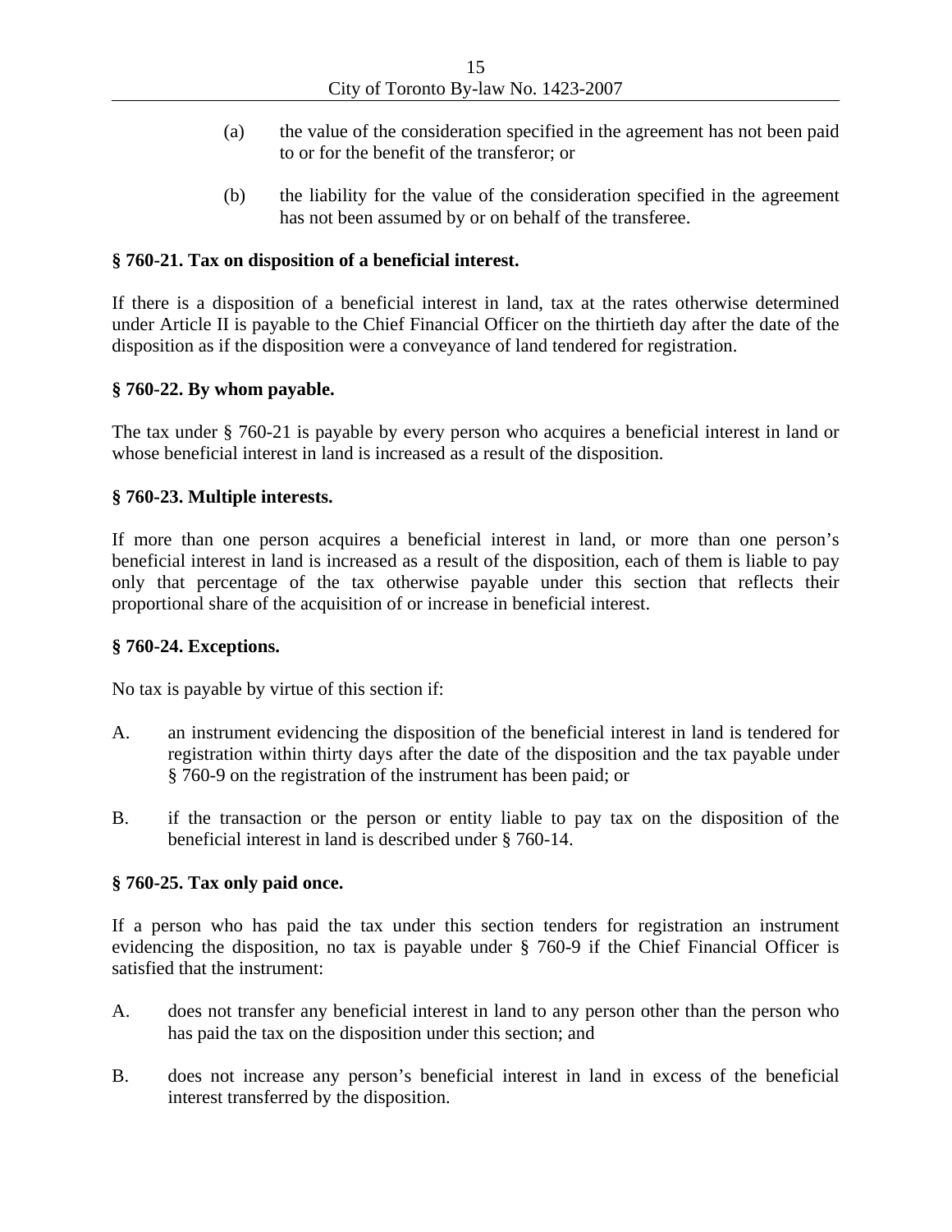(a) the value of the consideration specified in the agreement has not been paid to or for the benefit of the transferor; or

(b) the liability for the value of the consideration specified in the agreement has not been assumed by or on behalf of the transferee.

**§ 760-21. Tax on disposition of a beneficial interest.**

If there is a disposition of a beneficial interest in land, tax at the rates otherwise determined under Article II is payable to the Chief Financial Officer on the thirtieth day after the date of the disposition as if the disposition were a conveyance of land tendered for registration.

**§ 760-22. By whom payable.**

The tax under § 760-21 is payable by every person who acquires a beneficial interest in land or whose beneficial interest in land is increased as a result of the disposition.

**§ 760-23. Multiple interests.**

If more than one person acquires a beneficial interest in land, or more than one person's beneficial interest in land is increased as a result of the disposition, each of them is liable to pay only that percentage of the tax otherwise payable under this section that reflects their proportional share of the acquisition of or increase in beneficial interest.

**§ 760-24. Exceptions.**

No tax is payable by virtue of this section if:

A. an instrument evidencing the disposition of the beneficial interest in land is tendered for registration within thirty days after the date of the disposition and the tax payable under § 760-9 on the registration of the instrument has been paid; or

B. if the transaction or the person or entity liable to pay tax on the disposition of the beneficial interest in land is described under § 760-14.

**§ 760-25. Tax only paid once.**

If a person who has paid the tax under this section tenders for registration an instrument evidencing the disposition, no tax is payable under § 760-9 if the Chief Financial Officer is satisfied that the instrument:

A. does not transfer any beneficial interest in land to any person other than the person who has paid the tax on the disposition under this section; and

B. does not increase any person's beneficial interest in land in excess of the beneficial interest transferred by the disposition.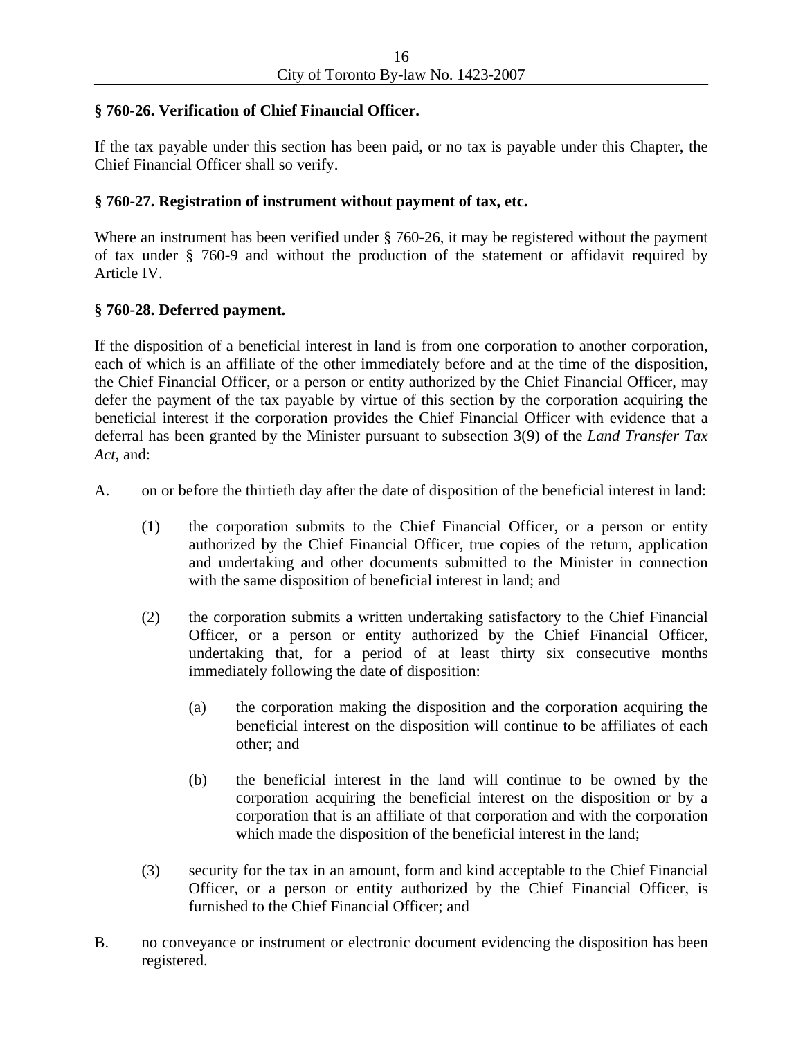### § 760-26. Verification of Chief Financial Officer.

If the tax payable under this section has been paid, or no tax is payable under this Chapter, the Chief Financial Officer shall so verify.

### § 760-27. Registration of instrument without payment of tax, etc.

Where an instrument has been verified under § 760-26, it may be registered without the payment of tax under § 760-9 and without the production of the statement or affidavit required by Article IV.

### § 760-28. Deferred payment.

If the disposition of a beneficial interest in land is from one corporation to another corporation, each of which is an affiliate of the other immediately before and at the time of the disposition, the Chief Financial Officer, or a person or entity authorized by the Chief Financial Officer, may defer the payment of the tax payable by virtue of this section by the corporation acquiring the beneficial interest if the corporation provides the Chief Financial Officer with evidence that a deferral has been granted by the Minister pursuant to subsection 3(9) of the *Land Transfer Tax Act*, and:

A. on or before the thirtieth day after the date of disposition of the beneficial interest in land:

   (1) the corporation submits to the Chief Financial Officer, or a person or entity authorized by the Chief Financial Officer, true copies of the return, application and undertaking and other documents submitted to the Minister in connection with the same disposition of beneficial interest in land; and

   (2) the corporation submits a written undertaking satisfactory to the Chief Financial Officer, or a person or entity authorized by the Chief Financial Officer, undertaking that, for a period of at least thirty six consecutive months immediately following the date of disposition:

      (a) the corporation making the disposition and the corporation acquiring the beneficial interest on the disposition will continue to be affiliates of each other; and

      (b) the beneficial interest in the land will continue to be owned by the corporation acquiring the beneficial interest on the disposition or by a corporation that is an affiliate of that corporation and with the corporation which made the disposition of the beneficial interest in the land;

   (3) security for the tax in an amount, form and kind acceptable to the Chief Financial Officer, or a person or entity authorized by the Chief Financial Officer, is furnished to the Chief Financial Officer; and

B. no conveyance or instrument or electronic document evidencing the disposition has been registered.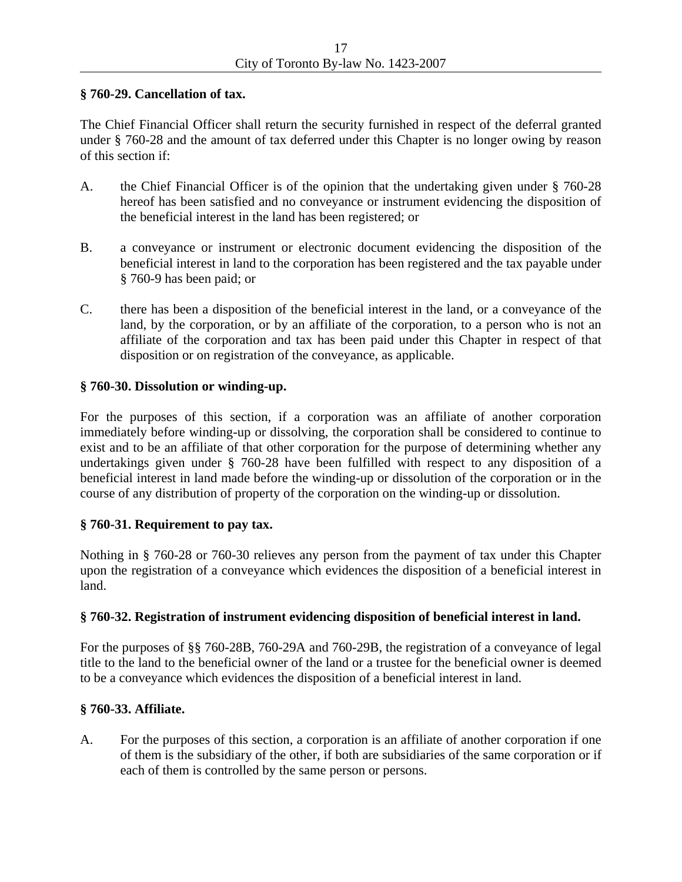**§ 760-29. Cancellation of tax.**

The Chief Financial Officer shall return the security furnished in respect of the deferral granted under § 760-28 and the amount of tax deferred under this Chapter is no longer owing by reason of this section if:

A. the Chief Financial Officer is of the opinion that the undertaking given under § 760-28 hereof has been satisfied and no conveyance or instrument evidencing the disposition of the beneficial interest in the land has been registered; or

B. a conveyance or instrument or electronic document evidencing the disposition of the beneficial interest in land to the corporation has been registered and the tax payable under § 760-9 has been paid; or

C. there has been a disposition of the beneficial interest in the land, or a conveyance of the land, by the corporation, or by an affiliate of the corporation, to a person who is not an affiliate of the corporation and tax has been paid under this Chapter in respect of that disposition or on registration of the conveyance, as applicable.

**§ 760-30. Dissolution or winding-up.**

For the purposes of this section, if a corporation was an affiliate of another corporation immediately before winding-up or dissolving, the corporation shall be considered to continue to exist and to be an affiliate of that other corporation for the purpose of determining whether any undertakings given under § 760-28 have been fulfilled with respect to any disposition of a beneficial interest in land made before the winding-up or dissolution of the corporation or in the course of any distribution of property of the corporation on the winding-up or dissolution.

**§ 760-31. Requirement to pay tax.**

Nothing in § 760-28 or 760-30 relieves any person from the payment of tax under this Chapter upon the registration of a conveyance which evidences the disposition of a beneficial interest in land.

**§ 760-32. Registration of instrument evidencing disposition of beneficial interest in land.**

For the purposes of §§ 760-28B, 760-29A and 760-29B, the registration of a conveyance of legal title to the land to the beneficial owner of the land or a trustee for the beneficial owner is deemed to be a conveyance which evidences the disposition of a beneficial interest in land.

**§ 760-33. Affiliate.**

A. For the purposes of this section, a corporation is an affiliate of another corporation if one of them is the subsidiary of the other, if both are subsidiaries of the same corporation or if each of them is controlled by the same person or persons.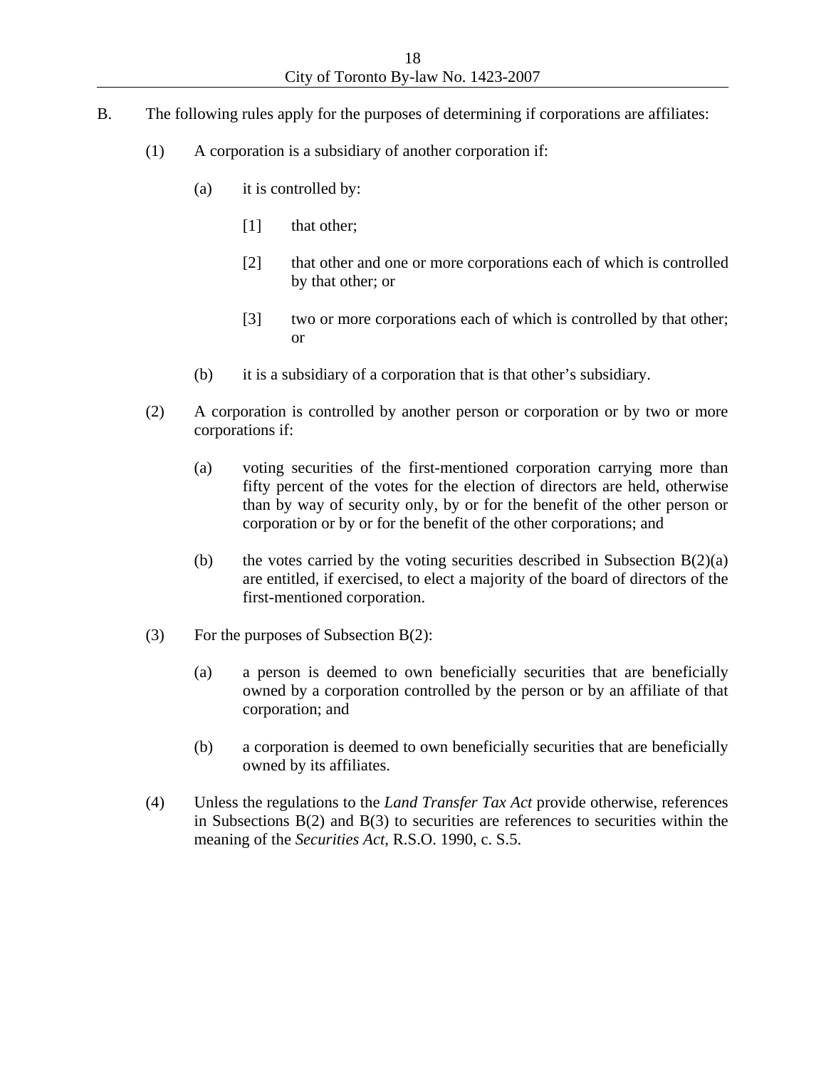B. The following rules apply for the purposes of determining if corporations are affiliates:

(1) A corporation is a subsidiary of another corporation if:

(a) it is controlled by:

[1] that other;

[2] that other and one or more corporations each of which is controlled by that other; or

[3] two or more corporations each of which is controlled by that other; or

(b) it is a subsidiary of a corporation that is that other's subsidiary.

(2) A corporation is controlled by another person or corporation or by two or more corporations if:

(a) voting securities of the first-mentioned corporation carrying more than fifty percent of the votes for the election of directors are held, otherwise than by way of security only, by or for the benefit of the other person or corporation or by or for the benefit of the other corporations; and

(b) the votes carried by the voting securities described in Subsection B(2)(a) are entitled, if exercised, to elect a majority of the board of directors of the first-mentioned corporation.

(3) For the purposes of Subsection B(2):

(a) a person is deemed to own beneficially securities that are beneficially owned by a corporation controlled by the person or by an affiliate of that corporation; and

(b) a corporation is deemed to own beneficially securities that are beneficially owned by its affiliates.

(4) Unless the regulations to the *Land Transfer Tax Act* provide otherwise, references in Subsections B(2) and B(3) to securities are references to securities within the meaning of the *Securities Act*, R.S.O. 1990, c. S.5.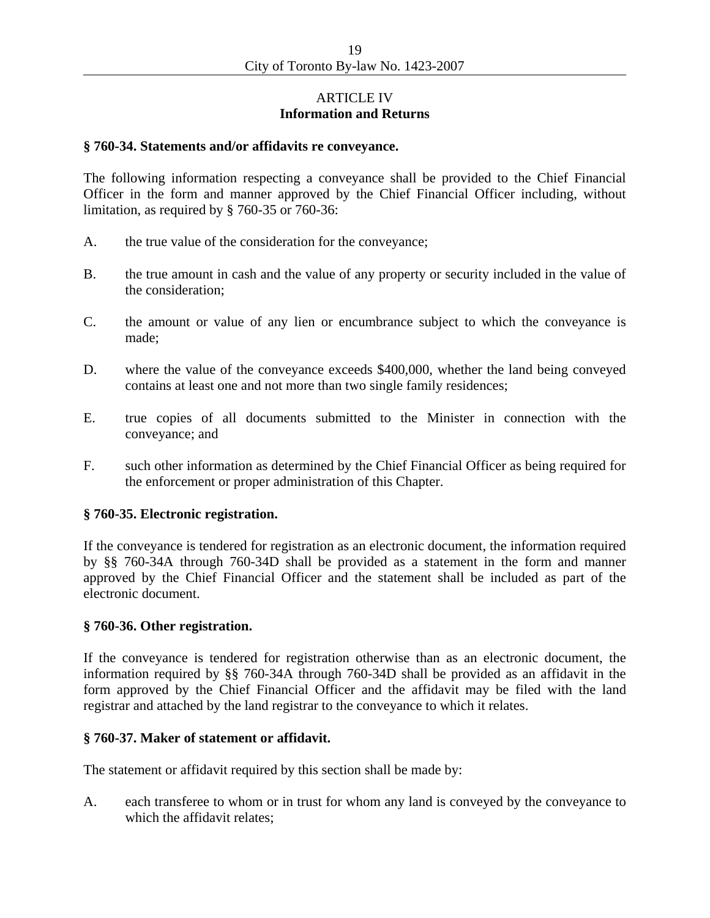## ARTICLE IV
## Information and Returns

**§ 760-34. Statements and/or affidavits re conveyance.**

The following information respecting a conveyance shall be provided to the Chief Financial Officer in the form and manner approved by the Chief Financial Officer including, without limitation, as required by § 760-35 or 760-36:

A. the true value of the consideration for the conveyance;

B. the true amount in cash and the value of any property or security included in the value of the consideration;

C. the amount or value of any lien or encumbrance subject to which the conveyance is made;

D. where the value of the conveyance exceeds $400,000, whether the land being conveyed contains at least one and not more than two single family residences;

E. true copies of all documents submitted to the Minister in connection with the conveyance; and

F. such other information as determined by the Chief Financial Officer as being required for the enforcement or proper administration of this Chapter.

**§ 760-35. Electronic registration.**

If the conveyance is tendered for registration as an electronic document, the information required by §§ 760-34A through 760-34D shall be provided as a statement in the form and manner approved by the Chief Financial Officer and the statement shall be included as part of the electronic document.

**§ 760-36. Other registration.**

If the conveyance is tendered for registration otherwise than as an electronic document, the information required by §§ 760-34A through 760-34D shall be provided as an affidavit in the form approved by the Chief Financial Officer and the affidavit may be filed with the land registrar and attached by the land registrar to the conveyance to which it relates.

**§ 760-37. Maker of statement or affidavit.**

The statement or affidavit required by this section shall be made by:

A. each transferee to whom or in trust for whom any land is conveyed by the conveyance to which the affidavit relates;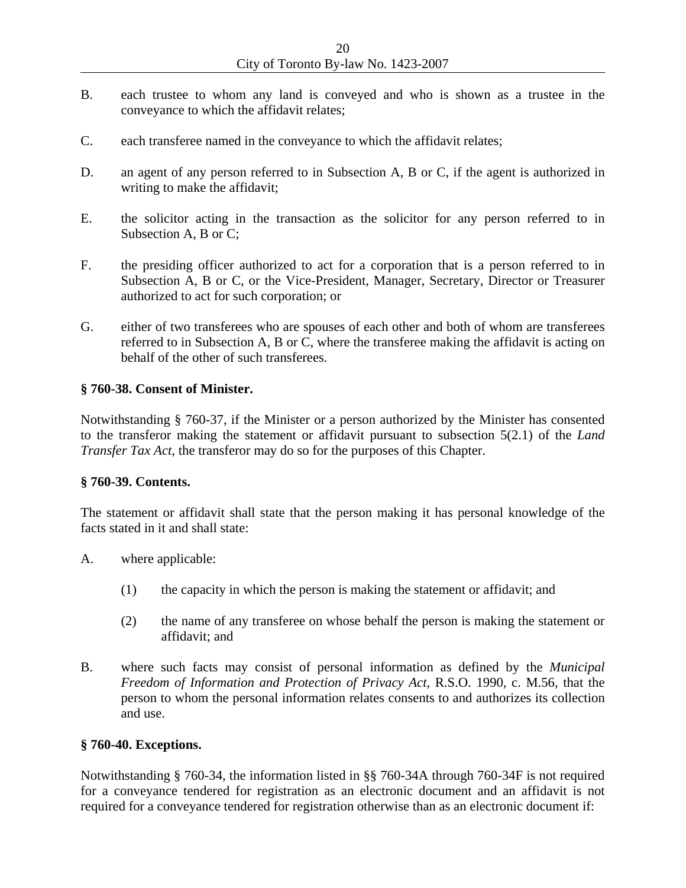B. each trustee to whom any land is conveyed and who is shown as a trustee in the conveyance to which the affidavit relates;

C. each transferee named in the conveyance to which the affidavit relates;

D. an agent of any person referred to in Subsection A, B or C, if the agent is authorized in writing to make the affidavit;

E. the solicitor acting in the transaction as the solicitor for any person referred to in Subsection A, B or C;

F. the presiding officer authorized to act for a corporation that is a person referred to in Subsection A, B or C, or the Vice-President, Manager, Secretary, Director or Treasurer authorized to act for such corporation; or

G. either of two transferees who are spouses of each other and both of whom are transferees referred to in Subsection A, B or C, where the transferee making the affidavit is acting on behalf of the other of such transferees.

**§ 760-38. Consent of Minister.**

Notwithstanding § 760-37, if the Minister or a person authorized by the Minister has consented to the transferor making the statement or affidavit pursuant to subsection 5(2.1) of the *Land Transfer Tax Act*, the transferor may do so for the purposes of this Chapter.

**§ 760-39. Contents.**

The statement or affidavit shall state that the person making it has personal knowledge of the facts stated in it and shall state:

A. where applicable:

   (1) the capacity in which the person is making the statement or affidavit; and

   (2) the name of any transferee on whose behalf the person is making the statement or affidavit; and

B. where such facts may consist of personal information as defined by the *Municipal Freedom of Information and Protection of Privacy Act*, R.S.O. 1990, c. M.56, that the person to whom the personal information relates consents to and authorizes its collection and use.

**§ 760-40. Exceptions.**

Notwithstanding § 760-34, the information listed in §§ 760-34A through 760-34F is not required for a conveyance tendered for registration as an electronic document and an affidavit is not required for a conveyance tendered for registration otherwise than as an electronic document if: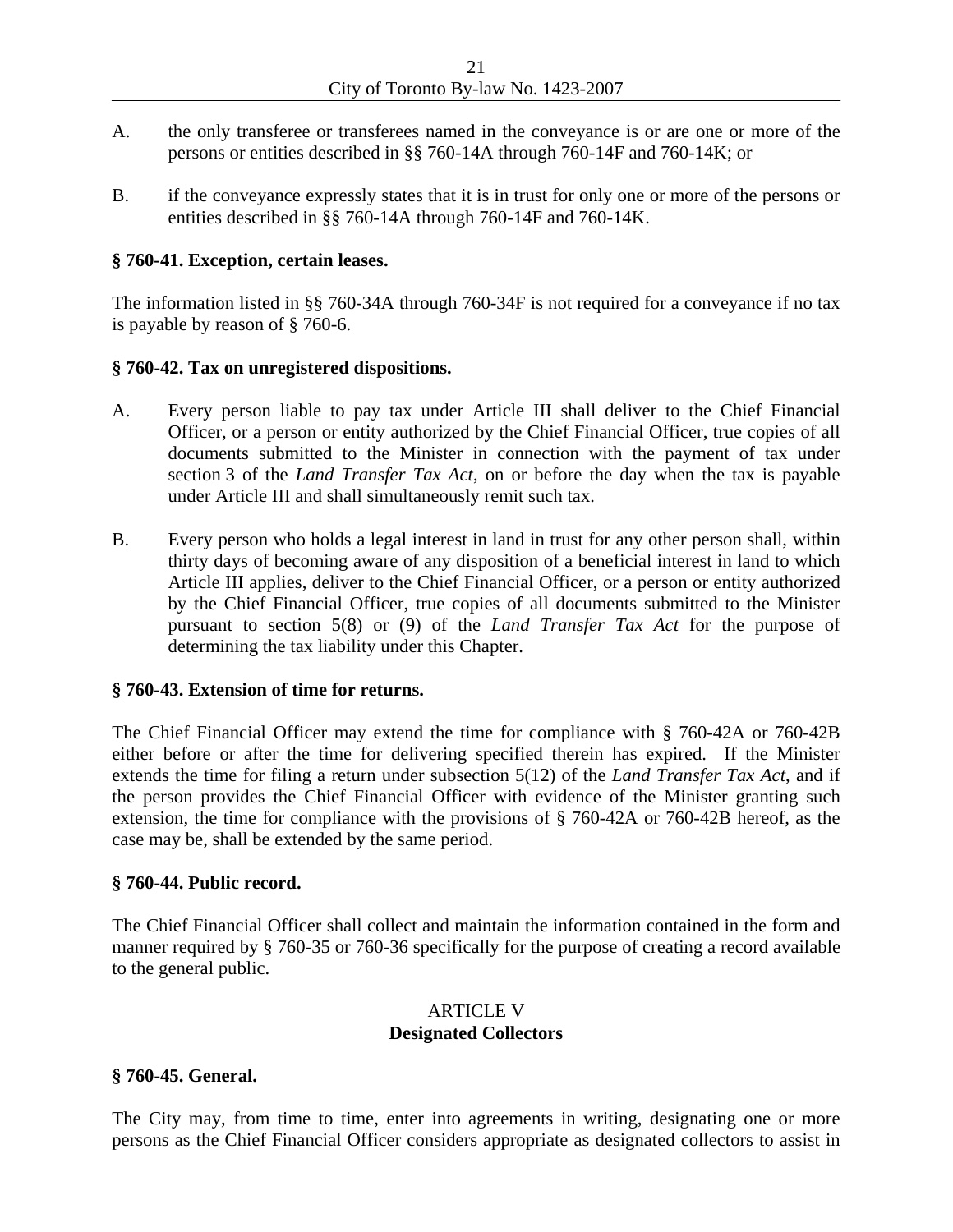A. the only transferee or transferees named in the conveyance is or are one or more of the persons or entities described in §§ 760-14A through 760-14F and 760-14K; or

B. if the conveyance expressly states that it is in trust for only one or more of the persons or entities described in §§ 760-14A through 760-14F and 760-14K.

**§ 760-41. Exception, certain leases.**

The information listed in §§ 760-34A through 760-34F is not required for a conveyance if no tax is payable by reason of § 760-6.

**§ 760-42. Tax on unregistered dispositions.**

A. Every person liable to pay tax under Article III shall deliver to the Chief Financial Officer, or a person or entity authorized by the Chief Financial Officer, true copies of all documents submitted to the Minister in connection with the payment of tax under section 3 of the *Land Transfer Tax Act*, on or before the day when the tax is payable under Article III and shall simultaneously remit such tax.

B. Every person who holds a legal interest in land in trust for any other person shall, within thirty days of becoming aware of any disposition of a beneficial interest in land to which Article III applies, deliver to the Chief Financial Officer, or a person or entity authorized by the Chief Financial Officer, true copies of all documents submitted to the Minister pursuant to section 5(8) or (9) of the *Land Transfer Tax Act* for the purpose of determining the tax liability under this Chapter.

**§ 760-43. Extension of time for returns.**

The Chief Financial Officer may extend the time for compliance with § 760-42A or 760-42B either before or after the time for delivering specified therein has expired. If the Minister extends the time for filing a return under subsection 5(12) of the *Land Transfer Tax Act*, and if the person provides the Chief Financial Officer with evidence of the Minister granting such extension, the time for compliance with the provisions of § 760-42A or 760-42B hereof, as the case may be, shall be extended by the same period.

**§ 760-44. Public record.**

The Chief Financial Officer shall collect and maintain the information contained in the form and manner required by § 760-35 or 760-36 specifically for the purpose of creating a record available to the general public.

## ARTICLE V
## Designated Collectors

**§ 760-45. General.**

The City may, from time to time, enter into agreements in writing, designating one or more persons as the Chief Financial Officer considers appropriate as designated collectors to assist in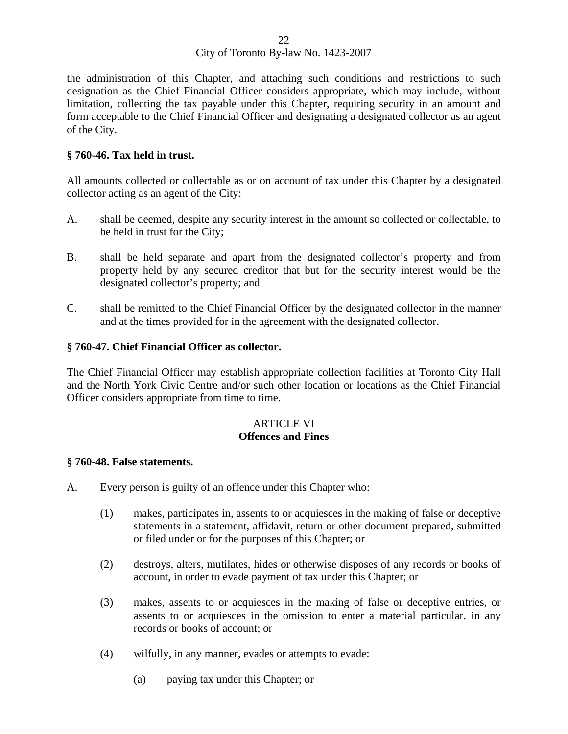the administration of this Chapter, and attaching such conditions and restrictions to such designation as the Chief Financial Officer considers appropriate, which may include, without limitation, collecting the tax payable under this Chapter, requiring security in an amount and form acceptable to the Chief Financial Officer and designating a designated collector as an agent of the City.

**§ 760-46. Tax held in trust.**

All amounts collected or collectable as or on account of tax under this Chapter by a designated collector acting as an agent of the City:

A. shall be deemed, despite any security interest in the amount so collected or collectable, to be held in trust for the City;

B. shall be held separate and apart from the designated collector's property and from property held by any secured creditor that but for the security interest would be the designated collector's property; and

C. shall be remitted to the Chief Financial Officer by the designated collector in the manner and at the times provided for in the agreement with the designated collector.

**§ 760-47. Chief Financial Officer as collector.**

The Chief Financial Officer may establish appropriate collection facilities at Toronto City Hall and the North York Civic Centre and/or such other location or locations as the Chief Financial Officer considers appropriate from time to time.

## ARTICLE VI
## Offences and Fines

**§ 760-48. False statements.**

A. Every person is guilty of an offence under this Chapter who:

(1) makes, participates in, assents to or acquiesces in the making of false or deceptive statements in a statement, affidavit, return or other document prepared, submitted or filed under or for the purposes of this Chapter; or

(2) destroys, alters, mutilates, hides or otherwise disposes of any records or books of account, in order to evade payment of tax under this Chapter; or

(3) makes, assents to or acquiesces in the making of false or deceptive entries, or assents to or acquiesces in the omission to enter a material particular, in any records or books of account; or

(4) wilfully, in any manner, evades or attempts to evade:

(a) paying tax under this Chapter; or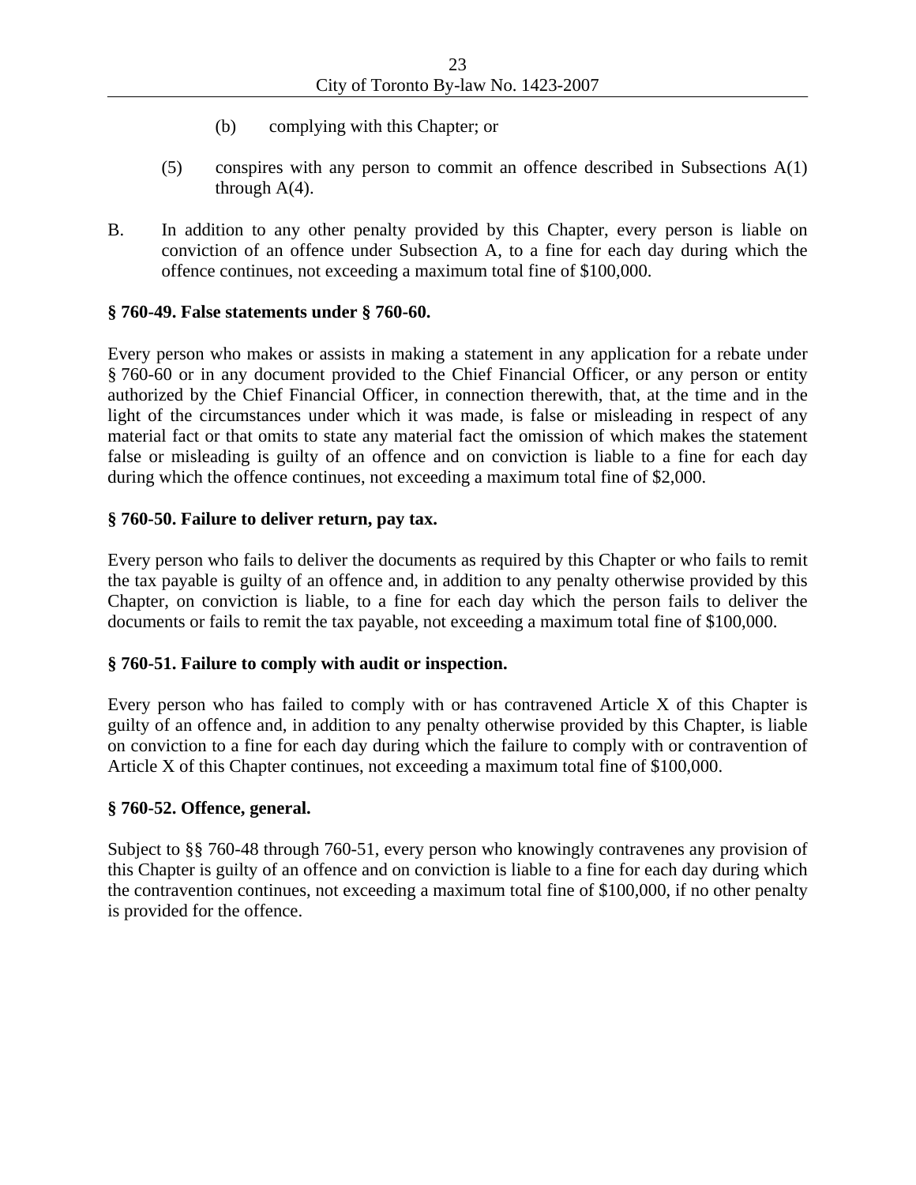(b) complying with this Chapter; or

(5) conspires with any person to commit an offence described in Subsections A(1) through A(4).

B. In addition to any other penalty provided by this Chapter, every person is liable on conviction of an offence under Subsection A, to a fine for each day during which the offence continues, not exceeding a maximum total fine of $100,000.

**§ 760-49. False statements under § 760-60.**

Every person who makes or assists in making a statement in any application for a rebate under § 760-60 or in any document provided to the Chief Financial Officer, or any person or entity authorized by the Chief Financial Officer, in connection therewith, that, at the time and in the light of the circumstances under which it was made, is false or misleading in respect of any material fact or that omits to state any material fact the omission of which makes the statement false or misleading is guilty of an offence and on conviction is liable to a fine for each day during which the offence continues, not exceeding a maximum total fine of $2,000.

**§ 760-50. Failure to deliver return, pay tax.**

Every person who fails to deliver the documents as required by this Chapter or who fails to remit the tax payable is guilty of an offence and, in addition to any penalty otherwise provided by this Chapter, on conviction is liable, to a fine for each day which the person fails to deliver the documents or fails to remit the tax payable, not exceeding a maximum total fine of $100,000.

**§ 760-51. Failure to comply with audit or inspection.**

Every person who has failed to comply with or has contravened Article X of this Chapter is guilty of an offence and, in addition to any penalty otherwise provided by this Chapter, is liable on conviction to a fine for each day during which the failure to comply with or contravention of Article X of this Chapter continues, not exceeding a maximum total fine of $100,000.

**§ 760-52. Offence, general.**

Subject to §§ 760-48 through 760-51, every person who knowingly contravenes any provision of this Chapter is guilty of an offence and on conviction is liable to a fine for each day during which the contravention continues, not exceeding a maximum total fine of $100,000, if no other penalty is provided for the offence.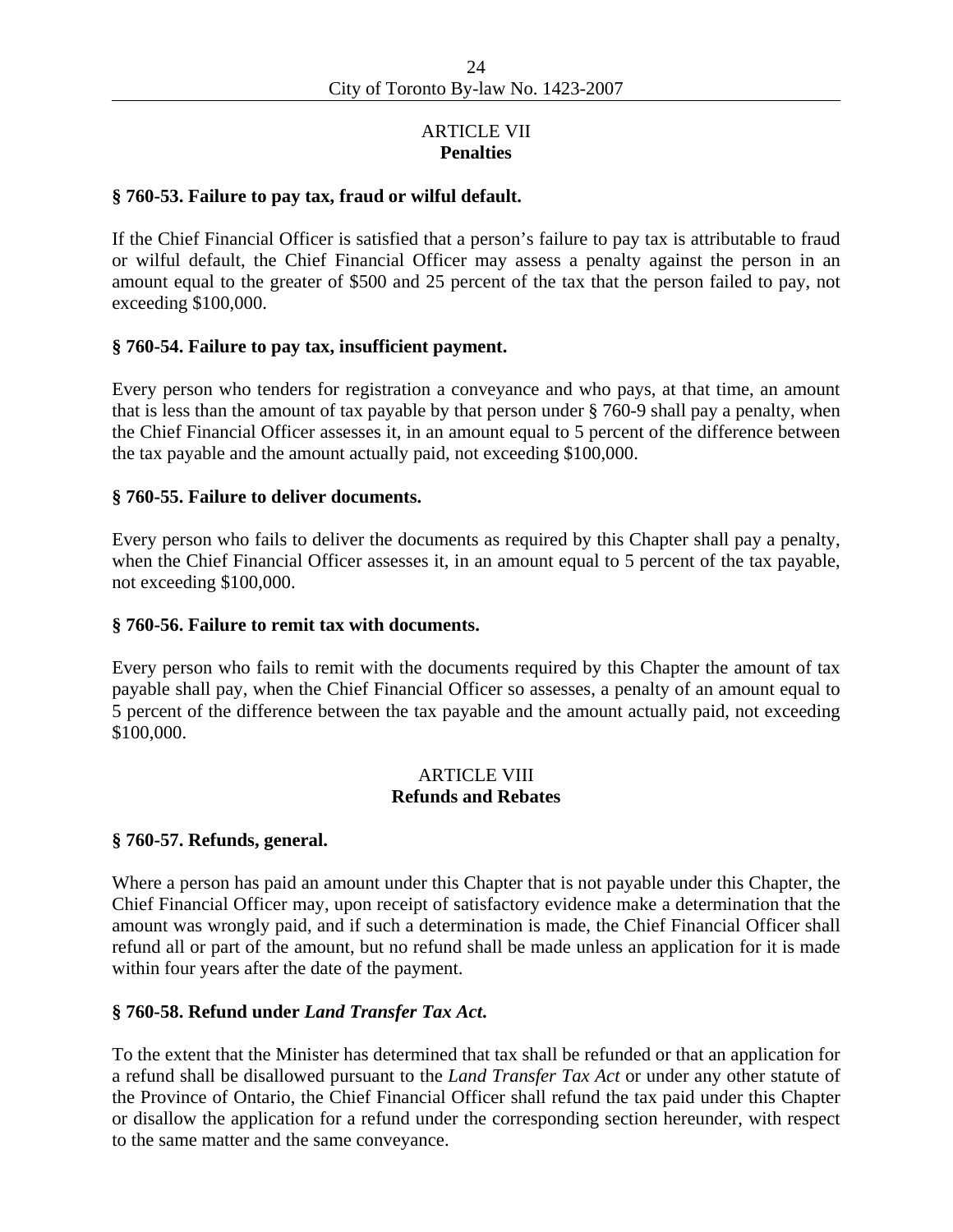## ARTICLE VII
## Penalties

### § 760-53. Failure to pay tax, fraud or wilful default.

If the Chief Financial Officer is satisfied that a person's failure to pay tax is attributable to fraud or wilful default, the Chief Financial Officer may assess a penalty against the person in an amount equal to the greater of $500 and 25 percent of the tax that the person failed to pay, not exceeding $100,000.

### § 760-54. Failure to pay tax, insufficient payment.

Every person who tenders for registration a conveyance and who pays, at that time, an amount that is less than the amount of tax payable by that person under § 760-9 shall pay a penalty, when the Chief Financial Officer assesses it, in an amount equal to 5 percent of the difference between the tax payable and the amount actually paid, not exceeding $100,000.

### § 760-55. Failure to deliver documents.

Every person who fails to deliver the documents as required by this Chapter shall pay a penalty, when the Chief Financial Officer assesses it, in an amount equal to 5 percent of the tax payable, not exceeding $100,000.

### § 760-56. Failure to remit tax with documents.

Every person who fails to remit with the documents required by this Chapter the amount of tax payable shall pay, when the Chief Financial Officer so assesses, a penalty of an amount equal to 5 percent of the difference between the tax payable and the amount actually paid, not exceeding $100,000.

## ARTICLE VIII
## Refunds and Rebates

### § 760-57. Refunds, general.

Where a person has paid an amount under this Chapter that is not payable under this Chapter, the Chief Financial Officer may, upon receipt of satisfactory evidence make a determination that the amount was wrongly paid, and if such a determination is made, the Chief Financial Officer shall refund all or part of the amount, but no refund shall be made unless an application for it is made within four years after the date of the payment.

### § 760-58. Refund under *Land Transfer Tax Act*.

To the extent that the Minister has determined that tax shall be refunded or that an application for a refund shall be disallowed pursuant to the *Land Transfer Tax Act* or under any other statute of the Province of Ontario, the Chief Financial Officer shall refund the tax paid under this Chapter or disallow the application for a refund under the corresponding section hereunder, with respect to the same matter and the same conveyance.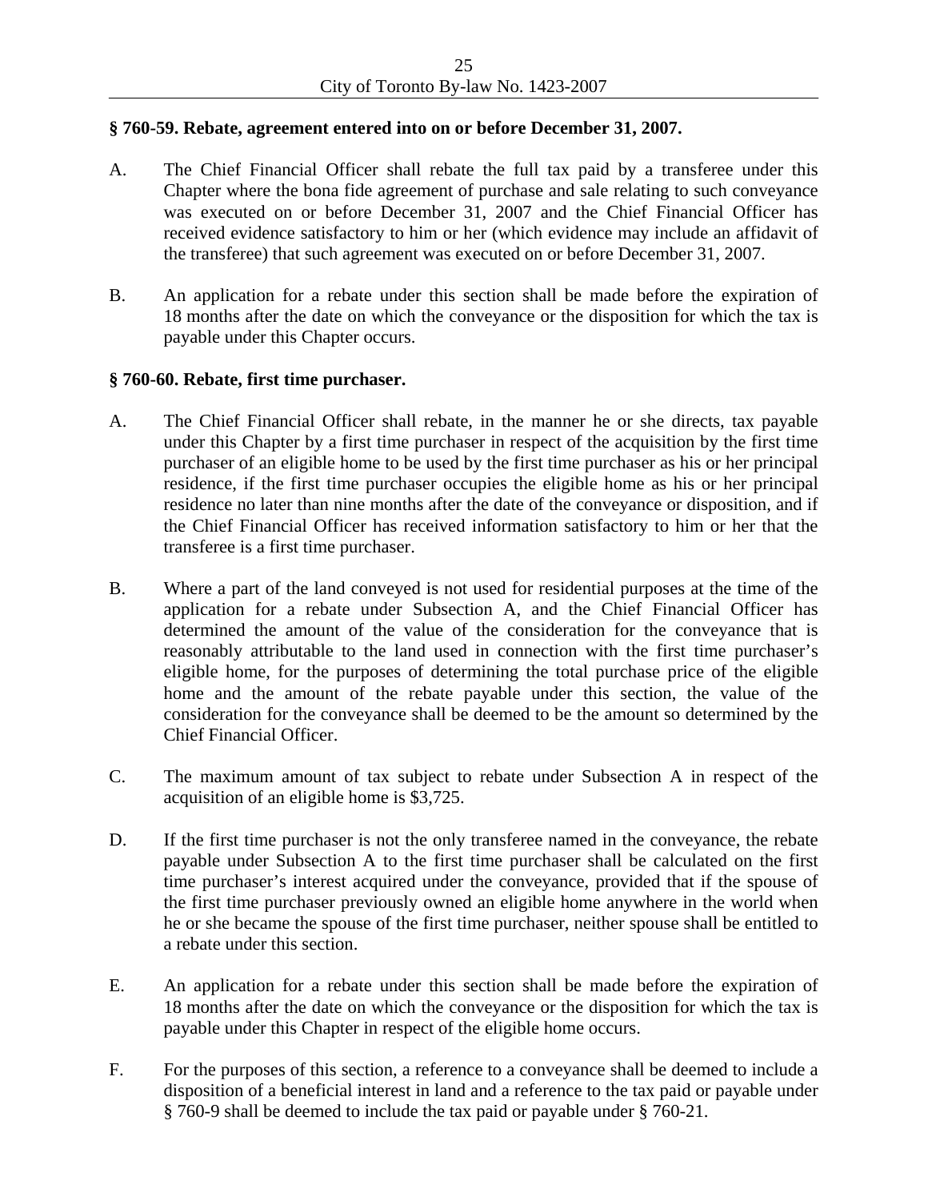### § 760-59. Rebate, agreement entered into on or before December 31, 2007.

A. The Chief Financial Officer shall rebate the full tax paid by a transferee under this Chapter where the bona fide agreement of purchase and sale relating to such conveyance was executed on or before December 31, 2007 and the Chief Financial Officer has received evidence satisfactory to him or her (which evidence may include an affidavit of the transferee) that such agreement was executed on or before December 31, 2007.

B. An application for a rebate under this section shall be made before the expiration of 18 months after the date on which the conveyance or the disposition for which the tax is payable under this Chapter occurs.

### § 760-60. Rebate, first time purchaser.

A. The Chief Financial Officer shall rebate, in the manner he or she directs, tax payable under this Chapter by a first time purchaser in respect of the acquisition by the first time purchaser of an eligible home to be used by the first time purchaser as his or her principal residence, if the first time purchaser occupies the eligible home as his or her principal residence no later than nine months after the date of the conveyance or disposition, and if the Chief Financial Officer has received information satisfactory to him or her that the transferee is a first time purchaser.

B. Where a part of the land conveyed is not used for residential purposes at the time of the application for a rebate under Subsection A, and the Chief Financial Officer has determined the amount of the value of the consideration for the conveyance that is reasonably attributable to the land used in connection with the first time purchaser's eligible home, for the purposes of determining the total purchase price of the eligible home and the amount of the rebate payable under this section, the value of the consideration for the conveyance shall be deemed to be the amount so determined by the Chief Financial Officer.

C. The maximum amount of tax subject to rebate under Subsection A in respect of the acquisition of an eligible home is $3,725.

D. If the first time purchaser is not the only transferee named in the conveyance, the rebate payable under Subsection A to the first time purchaser shall be calculated on the first time purchaser's interest acquired under the conveyance, provided that if the spouse of the first time purchaser previously owned an eligible home anywhere in the world when he or she became the spouse of the first time purchaser, neither spouse shall be entitled to a rebate under this section.

E. An application for a rebate under this section shall be made before the expiration of 18 months after the date on which the conveyance or the disposition for which the tax is payable under this Chapter in respect of the eligible home occurs.

F. For the purposes of this section, a reference to a conveyance shall be deemed to include a disposition of a beneficial interest in land and a reference to the tax paid or payable under § 760-9 shall be deemed to include the tax paid or payable under § 760-21.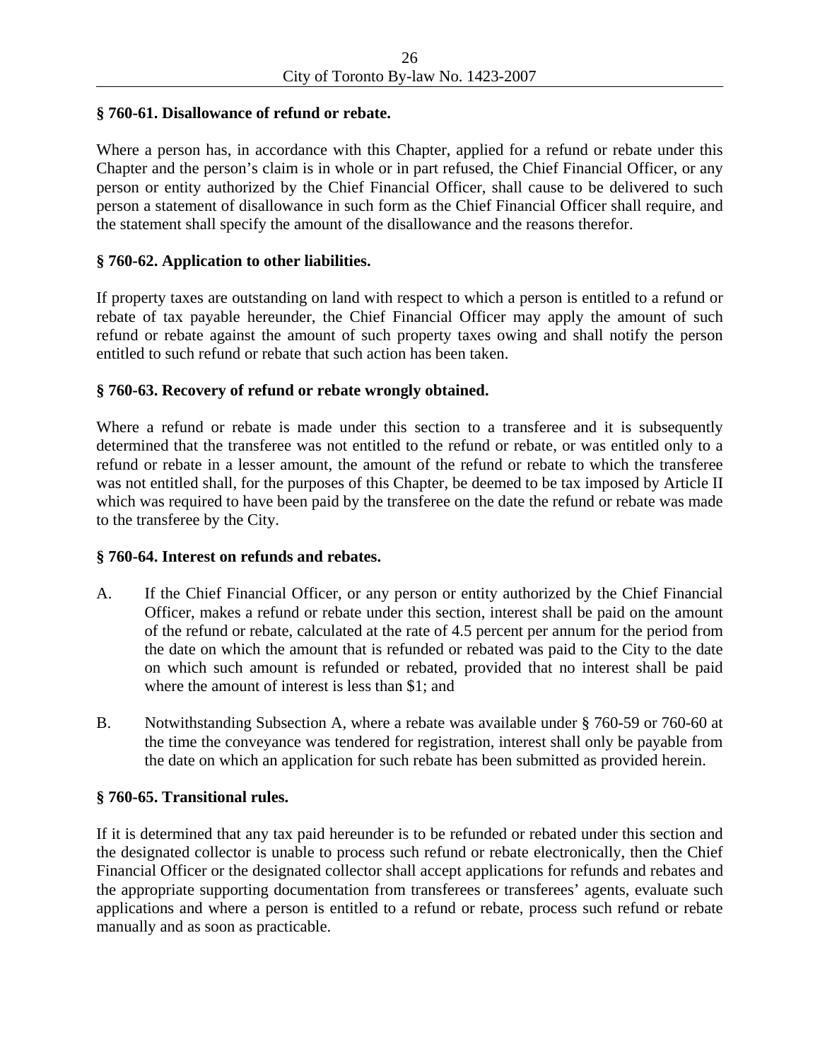**§ 760-61. Disallowance of refund or rebate.**

Where a person has, in accordance with this Chapter, applied for a refund or rebate under this Chapter and the person's claim is in whole or in part refused, the Chief Financial Officer, or any person or entity authorized by the Chief Financial Officer, shall cause to be delivered to such person a statement of disallowance in such form as the Chief Financial Officer shall require, and the statement shall specify the amount of the disallowance and the reasons therefor.

**§ 760-62. Application to other liabilities.**

If property taxes are outstanding on land with respect to which a person is entitled to a refund or rebate of tax payable hereunder, the Chief Financial Officer may apply the amount of such refund or rebate against the amount of such property taxes owing and shall notify the person entitled to such refund or rebate that such action has been taken.

**§ 760-63. Recovery of refund or rebate wrongly obtained.**

Where a refund or rebate is made under this section to a transferee and it is subsequently determined that the transferee was not entitled to the refund or rebate, or was entitled only to a refund or rebate in a lesser amount, the amount of the refund or rebate to which the transferee was not entitled shall, for the purposes of this Chapter, be deemed to be tax imposed by Article II which was required to have been paid by the transferee on the date the refund or rebate was made to the transferee by the City.

**§ 760-64. Interest on refunds and rebates.**

A. If the Chief Financial Officer, or any person or entity authorized by the Chief Financial Officer, makes a refund or rebate under this section, interest shall be paid on the amount of the refund or rebate, calculated at the rate of 4.5 percent per annum for the period from the date on which the amount that is refunded or rebated was paid to the City to the date on which such amount is refunded or rebated, provided that no interest shall be paid where the amount of interest is less than $1; and

B. Notwithstanding Subsection A, where a rebate was available under § 760-59 or 760-60 at the time the conveyance was tendered for registration, interest shall only be payable from the date on which an application for such rebate has been submitted as provided herein.

**§ 760-65. Transitional rules.**

If it is determined that any tax paid hereunder is to be refunded or rebated under this section and the designated collector is unable to process such refund or rebate electronically, then the Chief Financial Officer or the designated collector shall accept applications for refunds and rebates and the appropriate supporting documentation from transferees or transferees' agents, evaluate such applications and where a person is entitled to a refund or rebate, process such refund or rebate manually and as soon as practicable.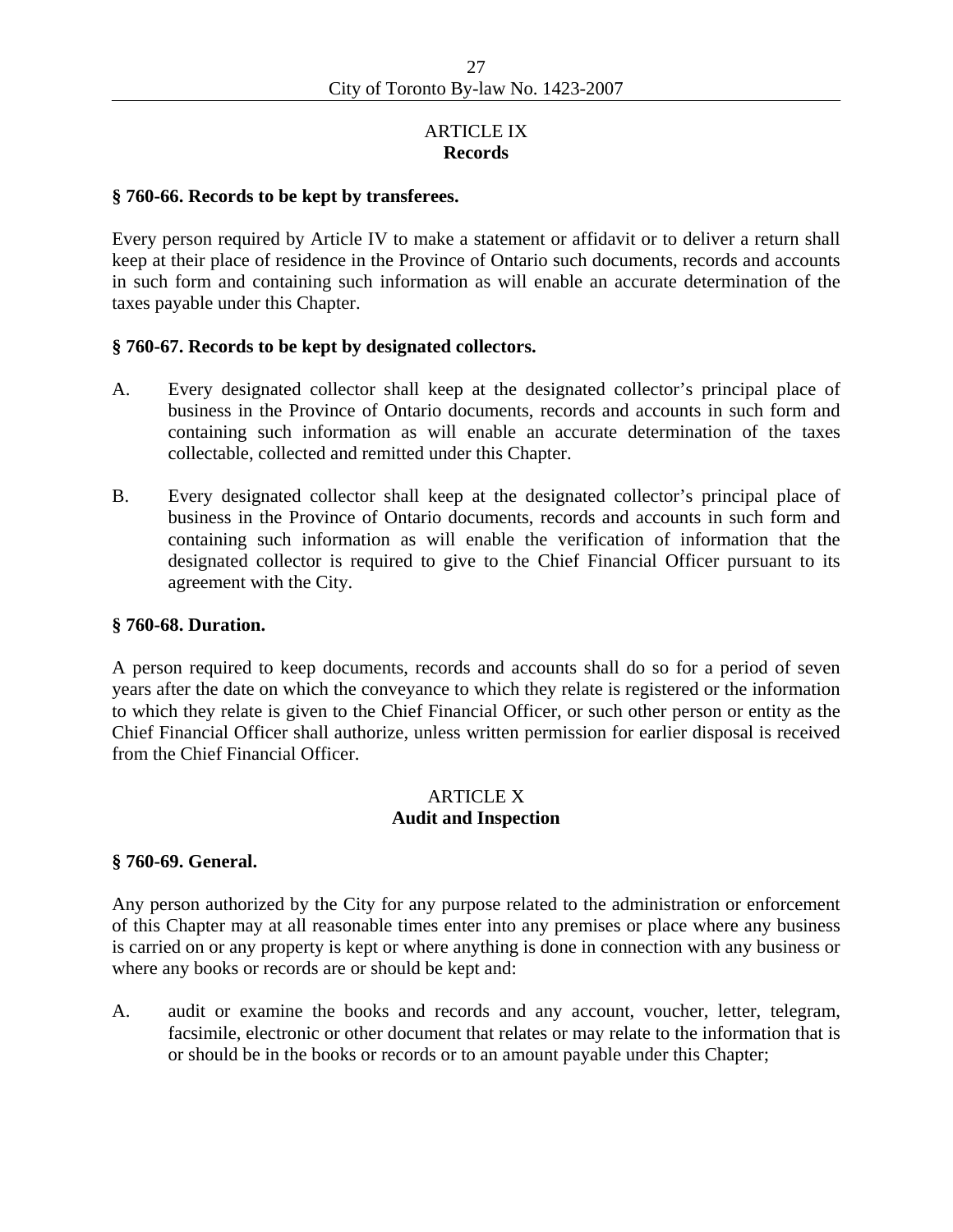## ARTICLE IX
## Records

### § 760-66. Records to be kept by transferees.

Every person required by Article IV to make a statement or affidavit or to deliver a return shall keep at their place of residence in the Province of Ontario such documents, records and accounts in such form and containing such information as will enable an accurate determination of the taxes payable under this Chapter.

### § 760-67. Records to be kept by designated collectors.

A. Every designated collector shall keep at the designated collector's principal place of business in the Province of Ontario documents, records and accounts in such form and containing such information as will enable an accurate determination of the taxes collectable, collected and remitted under this Chapter.

B. Every designated collector shall keep at the designated collector's principal place of business in the Province of Ontario documents, records and accounts in such form and containing such information as will enable the verification of information that the designated collector is required to give to the Chief Financial Officer pursuant to its agreement with the City.

### § 760-68. Duration.

A person required to keep documents, records and accounts shall do so for a period of seven years after the date on which the conveyance to which they relate is registered or the information to which they relate is given to the Chief Financial Officer, or such other person or entity as the Chief Financial Officer shall authorize, unless written permission for earlier disposal is received from the Chief Financial Officer.

## ARTICLE X
## Audit and Inspection

### § 760-69. General.

Any person authorized by the City for any purpose related to the administration or enforcement of this Chapter may at all reasonable times enter into any premises or place where any business is carried on or any property is kept or where anything is done in connection with any business or where any books or records are or should be kept and:

A. audit or examine the books and records and any account, voucher, letter, telegram, facsimile, electronic or other document that relates or may relate to the information that is or should be in the books or records or to an amount payable under this Chapter;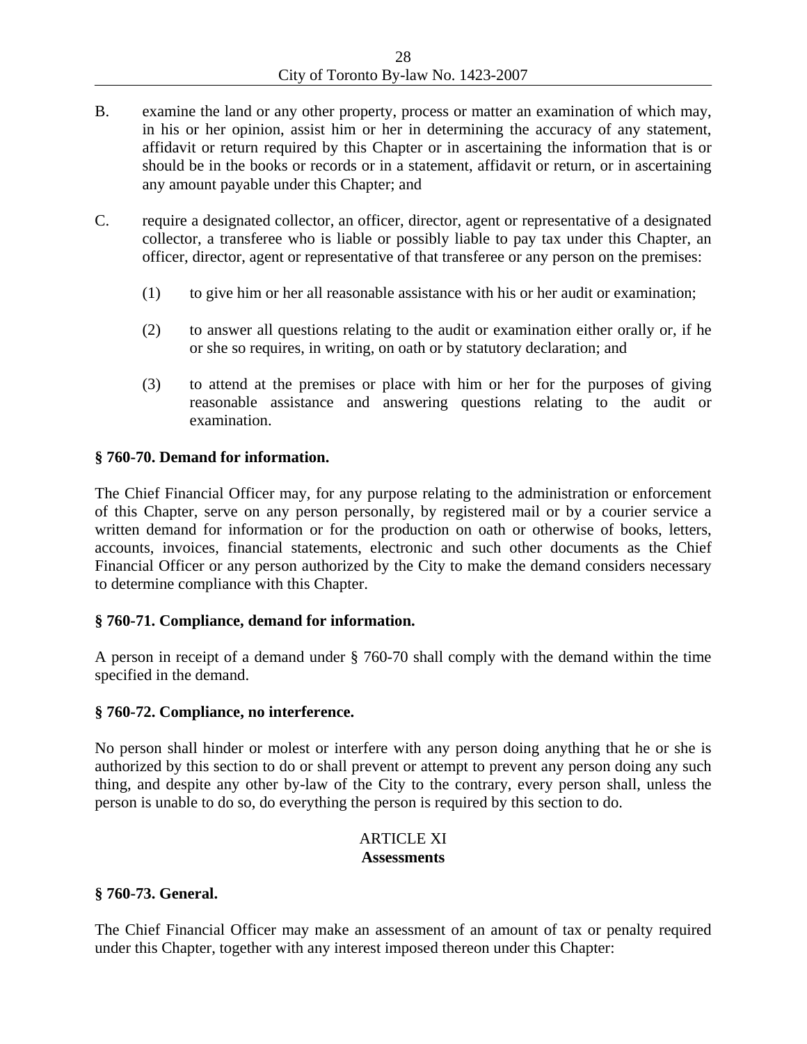B. examine the land or any other property, process or matter an examination of which may, in his or her opinion, assist him or her in determining the accuracy of any statement, affidavit or return required by this Chapter or in ascertaining the information that is or should be in the books or records or in a statement, affidavit or return, or in ascertaining any amount payable under this Chapter; and

C. require a designated collector, an officer, director, agent or representative of a designated collector, a transferee who is liable or possibly liable to pay tax under this Chapter, an officer, director, agent or representative of that transferee or any person on the premises:

   (1) to give him or her all reasonable assistance with his or her audit or examination;

   (2) to answer all questions relating to the audit or examination either orally or, if he or she so requires, in writing, on oath or by statutory declaration; and

   (3) to attend at the premises or place with him or her for the purposes of giving reasonable assistance and answering questions relating to the audit or examination.

**§ 760-70. Demand for information.**

The Chief Financial Officer may, for any purpose relating to the administration or enforcement of this Chapter, serve on any person personally, by registered mail or by a courier service a written demand for information or for the production on oath or otherwise of books, letters, accounts, invoices, financial statements, electronic and such other documents as the Chief Financial Officer or any person authorized by the City to make the demand considers necessary to determine compliance with this Chapter.

**§ 760-71. Compliance, demand for information.**

A person in receipt of a demand under § 760-70 shall comply with the demand within the time specified in the demand.

**§ 760-72. Compliance, no interference.**

No person shall hinder or molest or interfere with any person doing anything that he or she is authorized by this section to do or shall prevent or attempt to prevent any person doing any such thing, and despite any other by-law of the City to the contrary, every person shall, unless the person is unable to do so, do everything the person is required by this section to do.

## ARTICLE XI
## **Assessments**

**§ 760-73. General.**

The Chief Financial Officer may make an assessment of an amount of tax or penalty required under this Chapter, together with any interest imposed thereon under this Chapter: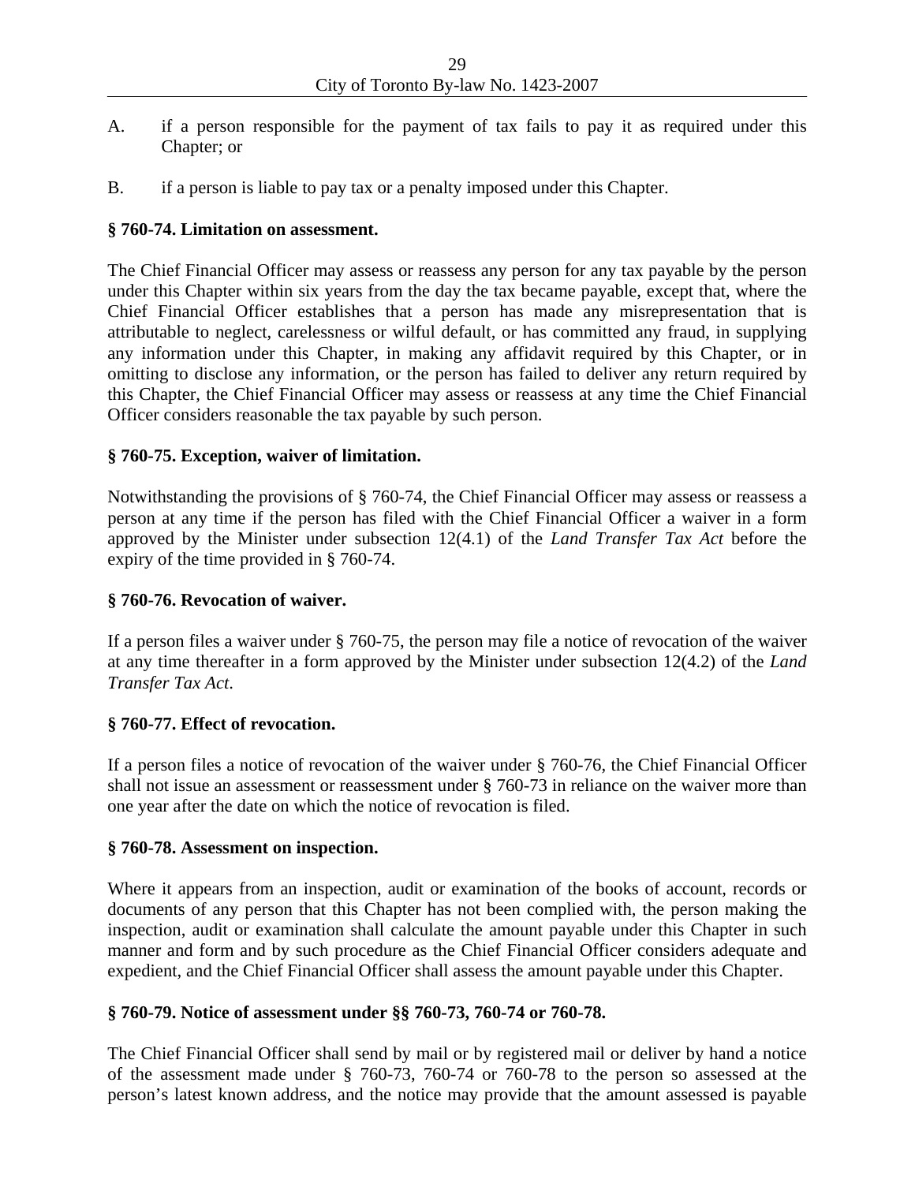A. if a person responsible for the payment of tax fails to pay it as required under this Chapter; or

B. if a person is liable to pay tax or a penalty imposed under this Chapter.

**§ 760-74. Limitation on assessment.**

The Chief Financial Officer may assess or reassess any person for any tax payable by the person under this Chapter within six years from the day the tax became payable, except that, where the Chief Financial Officer establishes that a person has made any misrepresentation that is attributable to neglect, carelessness or wilful default, or has committed any fraud, in supplying any information under this Chapter, in making any affidavit required by this Chapter, or in omitting to disclose any information, or the person has failed to deliver any return required by this Chapter, the Chief Financial Officer may assess or reassess at any time the Chief Financial Officer considers reasonable the tax payable by such person.

**§ 760-75. Exception, waiver of limitation.**

Notwithstanding the provisions of § 760-74, the Chief Financial Officer may assess or reassess a person at any time if the person has filed with the Chief Financial Officer a waiver in a form approved by the Minister under subsection 12(4.1) of the *Land Transfer Tax Act* before the expiry of the time provided in § 760-74.

**§ 760-76. Revocation of waiver.**

If a person files a waiver under § 760-75, the person may file a notice of revocation of the waiver at any time thereafter in a form approved by the Minister under subsection 12(4.2) of the *Land Transfer Tax Act*.

**§ 760-77. Effect of revocation.**

If a person files a notice of revocation of the waiver under § 760-76, the Chief Financial Officer shall not issue an assessment or reassessment under § 760-73 in reliance on the waiver more than one year after the date on which the notice of revocation is filed.

**§ 760-78. Assessment on inspection.**

Where it appears from an inspection, audit or examination of the books of account, records or documents of any person that this Chapter has not been complied with, the person making the inspection, audit or examination shall calculate the amount payable under this Chapter in such manner and form and by such procedure as the Chief Financial Officer considers adequate and expedient, and the Chief Financial Officer shall assess the amount payable under this Chapter.

**§ 760-79. Notice of assessment under §§ 760-73, 760-74 or 760-78.**

The Chief Financial Officer shall send by mail or by registered mail or deliver by hand a notice of the assessment made under § 760-73, 760-74 or 760-78 to the person so assessed at the person's latest known address, and the notice may provide that the amount assessed is payable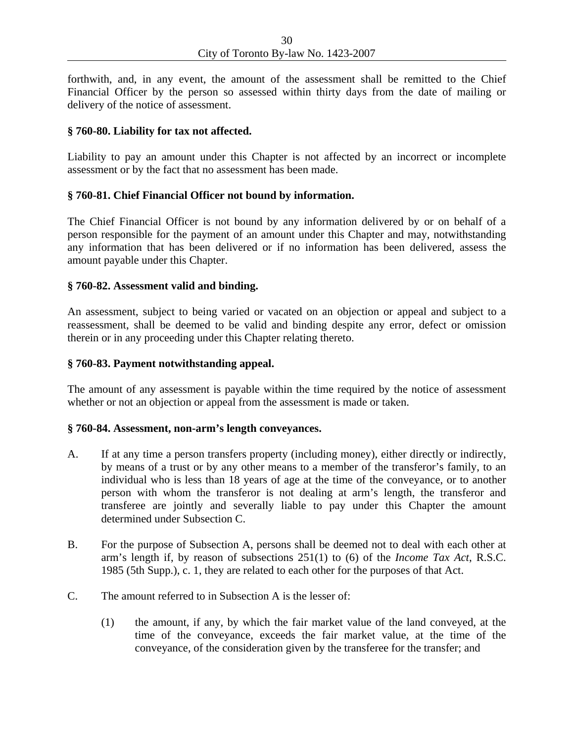forthwith, and, in any event, the amount of the assessment shall be remitted to the Chief Financial Officer by the person so assessed within thirty days from the date of mailing or delivery of the notice of assessment.

**§ 760-80. Liability for tax not affected.**

Liability to pay an amount under this Chapter is not affected by an incorrect or incomplete assessment or by the fact that no assessment has been made.

**§ 760-81. Chief Financial Officer not bound by information.**

The Chief Financial Officer is not bound by any information delivered by or on behalf of a person responsible for the payment of an amount under this Chapter and may, notwithstanding any information that has been delivered or if no information has been delivered, assess the amount payable under this Chapter.

**§ 760-82. Assessment valid and binding.**

An assessment, subject to being varied or vacated on an objection or appeal and subject to a reassessment, shall be deemed to be valid and binding despite any error, defect or omission therein or in any proceeding under this Chapter relating thereto.

**§ 760-83. Payment notwithstanding appeal.**

The amount of any assessment is payable within the time required by the notice of assessment whether or not an objection or appeal from the assessment is made or taken.

**§ 760-84. Assessment, non-arm's length conveyances.**

A. If at any time a person transfers property (including money), either directly or indirectly, by means of a trust or by any other means to a member of the transferor's family, to an individual who is less than 18 years of age at the time of the conveyance, or to another person with whom the transferor is not dealing at arm's length, the transferor and transferee are jointly and severally liable to pay under this Chapter the amount determined under Subsection C.

B. For the purpose of Subsection A, persons shall be deemed not to deal with each other at arm's length if, by reason of subsections 251(1) to (6) of the *Income Tax Act*, R.S.C. 1985 (5th Supp.), c. 1, they are related to each other for the purposes of that Act.

C. The amount referred to in Subsection A is the lesser of:

(1) the amount, if any, by which the fair market value of the land conveyed, at the time of the conveyance, exceeds the fair market value, at the time of the conveyance, of the consideration given by the transferee for the transfer; and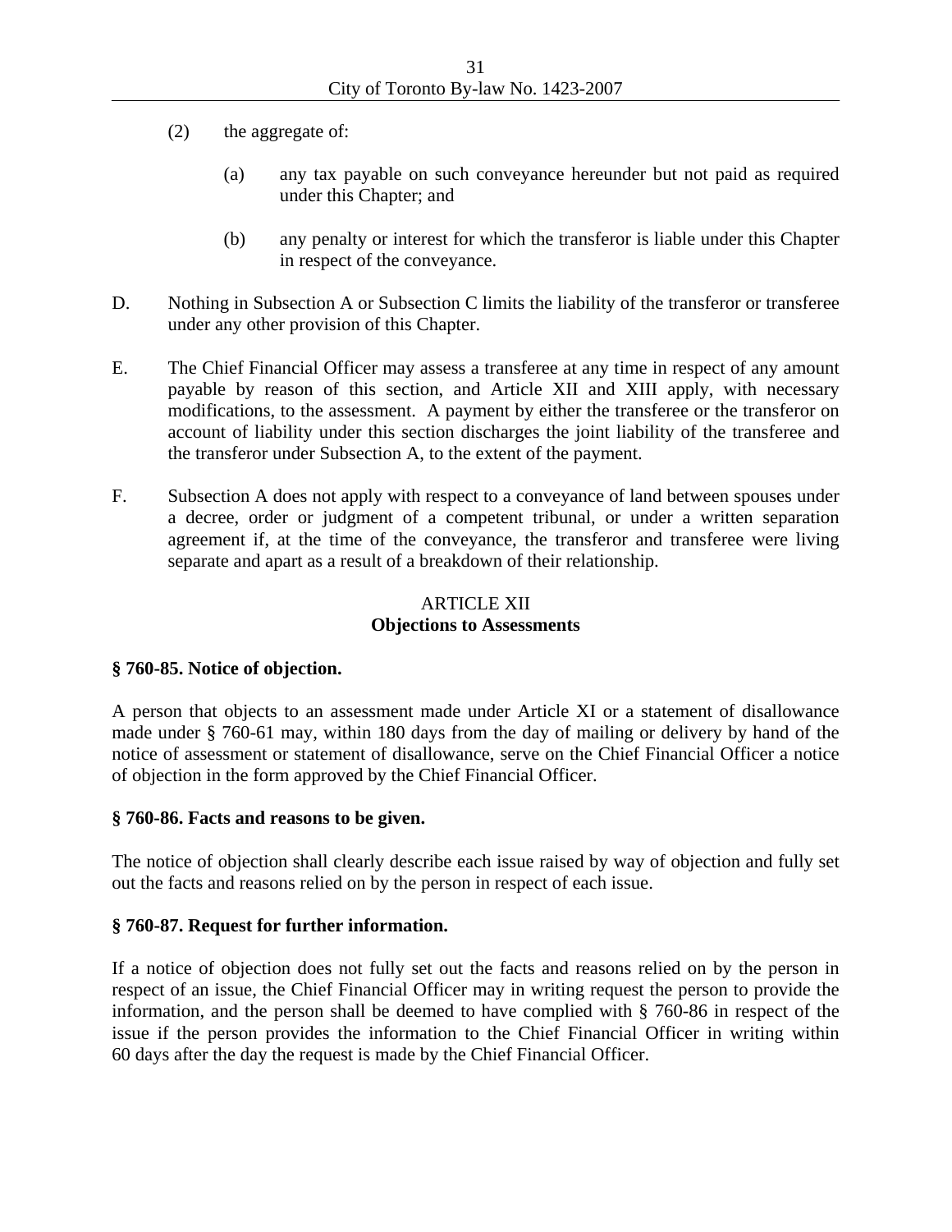(2) the aggregate of:

(a) any tax payable on such conveyance hereunder but not paid as required under this Chapter; and

(b) any penalty or interest for which the transferor is liable under this Chapter in respect of the conveyance.

D. Nothing in Subsection A or Subsection C limits the liability of the transferor or transferee under any other provision of this Chapter.

E. The Chief Financial Officer may assess a transferee at any time in respect of any amount payable by reason of this section, and Article XII and XIII apply, with necessary modifications, to the assessment. A payment by either the transferee or the transferor on account of liability under this section discharges the joint liability of the transferee and the transferor under Subsection A, to the extent of the payment.

F. Subsection A does not apply with respect to a conveyance of land between spouses under a decree, order or judgment of a competent tribunal, or under a written separation agreement if, at the time of the conveyance, the transferor and transferee were living separate and apart as a result of a breakdown of their relationship.

## ARTICLE XII
## Objections to Assessments

### § 760-85. Notice of objection.

A person that objects to an assessment made under Article XI or a statement of disallowance made under § 760-61 may, within 180 days from the day of mailing or delivery by hand of the notice of assessment or statement of disallowance, serve on the Chief Financial Officer a notice of objection in the form approved by the Chief Financial Officer.

### § 760-86. Facts and reasons to be given.

The notice of objection shall clearly describe each issue raised by way of objection and fully set out the facts and reasons relied on by the person in respect of each issue.

### § 760-87. Request for further information.

If a notice of objection does not fully set out the facts and reasons relied on by the person in respect of an issue, the Chief Financial Officer may in writing request the person to provide the information, and the person shall be deemed to have complied with § 760-86 in respect of the issue if the person provides the information to the Chief Financial Officer in writing within 60 days after the day the request is made by the Chief Financial Officer.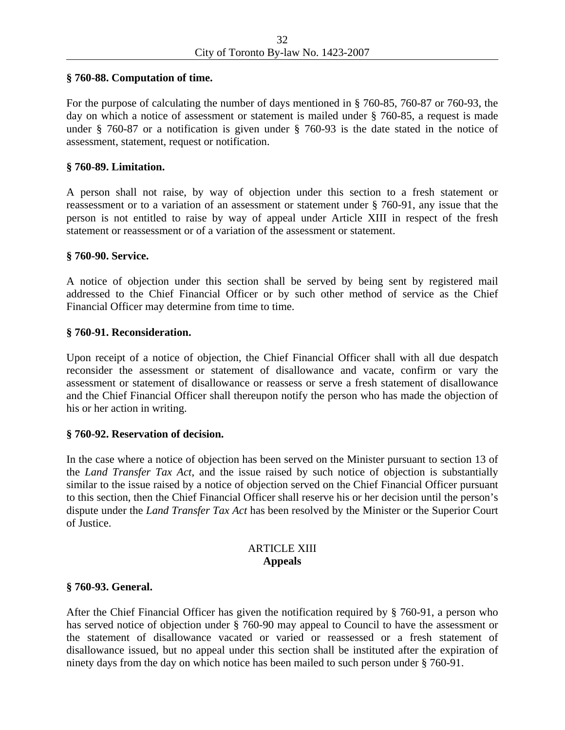**§ 760-88. Computation of time.**

For the purpose of calculating the number of days mentioned in § 760-85, 760-87 or 760-93, the day on which a notice of assessment or statement is mailed under § 760-85, a request is made under § 760-87 or a notification is given under § 760-93 is the date stated in the notice of assessment, statement, request or notification.

**§ 760-89. Limitation.**

A person shall not raise, by way of objection under this section to a fresh statement or reassessment or to a variation of an assessment or statement under § 760-91, any issue that the person is not entitled to raise by way of appeal under Article XIII in respect of the fresh statement or reassessment or of a variation of the assessment or statement.

**§ 760-90. Service.**

A notice of objection under this section shall be served by being sent by registered mail addressed to the Chief Financial Officer or by such other method of service as the Chief Financial Officer may determine from time to time.

**§ 760-91. Reconsideration.**

Upon receipt of a notice of objection, the Chief Financial Officer shall with all due despatch reconsider the assessment or statement of disallowance and vacate, confirm or vary the assessment or statement of disallowance or reassess or serve a fresh statement of disallowance and the Chief Financial Officer shall thereupon notify the person who has made the objection of his or her action in writing.

**§ 760-92. Reservation of decision.**

In the case where a notice of objection has been served on the Minister pursuant to section 13 of the *Land Transfer Tax Act*, and the issue raised by such notice of objection is substantially similar to the issue raised by a notice of objection served on the Chief Financial Officer pursuant to this section, then the Chief Financial Officer shall reserve his or her decision until the person's dispute under the *Land Transfer Tax Act* has been resolved by the Minister or the Superior Court of Justice.

## ARTICLE XIII
## Appeals

**§ 760-93. General.**

After the Chief Financial Officer has given the notification required by § 760-91, a person who has served notice of objection under § 760-90 may appeal to Council to have the assessment or the statement of disallowance vacated or varied or reassessed or a fresh statement of disallowance issued, but no appeal under this section shall be instituted after the expiration of ninety days from the day on which notice has been mailed to such person under § 760-91.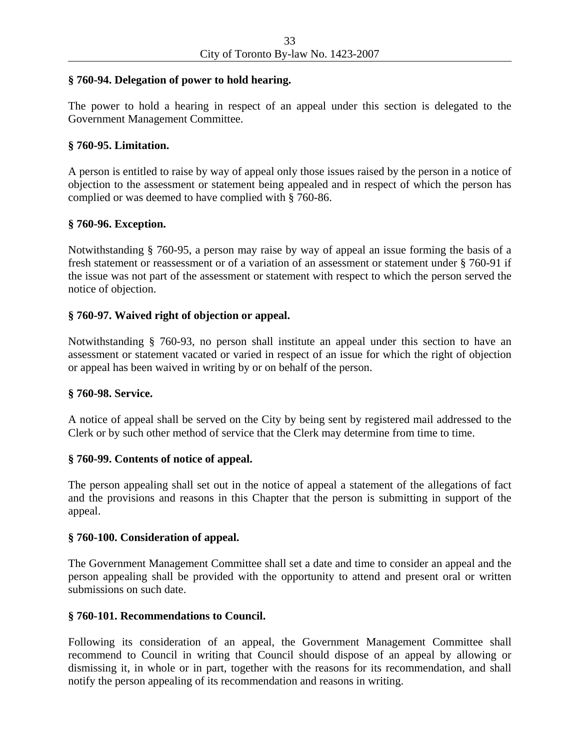**§ 760-94. Delegation of power to hold hearing.**

The power to hold a hearing in respect of an appeal under this section is delegated to the Government Management Committee.

**§ 760-95. Limitation.**

A person is entitled to raise by way of appeal only those issues raised by the person in a notice of objection to the assessment or statement being appealed and in respect of which the person has complied or was deemed to have complied with § 760-86.

**§ 760-96. Exception.**

Notwithstanding § 760-95, a person may raise by way of appeal an issue forming the basis of a fresh statement or reassessment or of a variation of an assessment or statement under § 760-91 if the issue was not part of the assessment or statement with respect to which the person served the notice of objection.

**§ 760-97. Waived right of objection or appeal.**

Notwithstanding § 760-93, no person shall institute an appeal under this section to have an assessment or statement vacated or varied in respect of an issue for which the right of objection or appeal has been waived in writing by or on behalf of the person.

**§ 760-98. Service.**

A notice of appeal shall be served on the City by being sent by registered mail addressed to the Clerk or by such other method of service that the Clerk may determine from time to time.

**§ 760-99. Contents of notice of appeal.**

The person appealing shall set out in the notice of appeal a statement of the allegations of fact and the provisions and reasons in this Chapter that the person is submitting in support of the appeal.

**§ 760-100. Consideration of appeal.**

The Government Management Committee shall set a date and time to consider an appeal and the person appealing shall be provided with the opportunity to attend and present oral or written submissions on such date.

**§ 760-101. Recommendations to Council.**

Following its consideration of an appeal, the Government Management Committee shall recommend to Council in writing that Council should dispose of an appeal by allowing or dismissing it, in whole or in part, together with the reasons for its recommendation, and shall notify the person appealing of its recommendation and reasons in writing.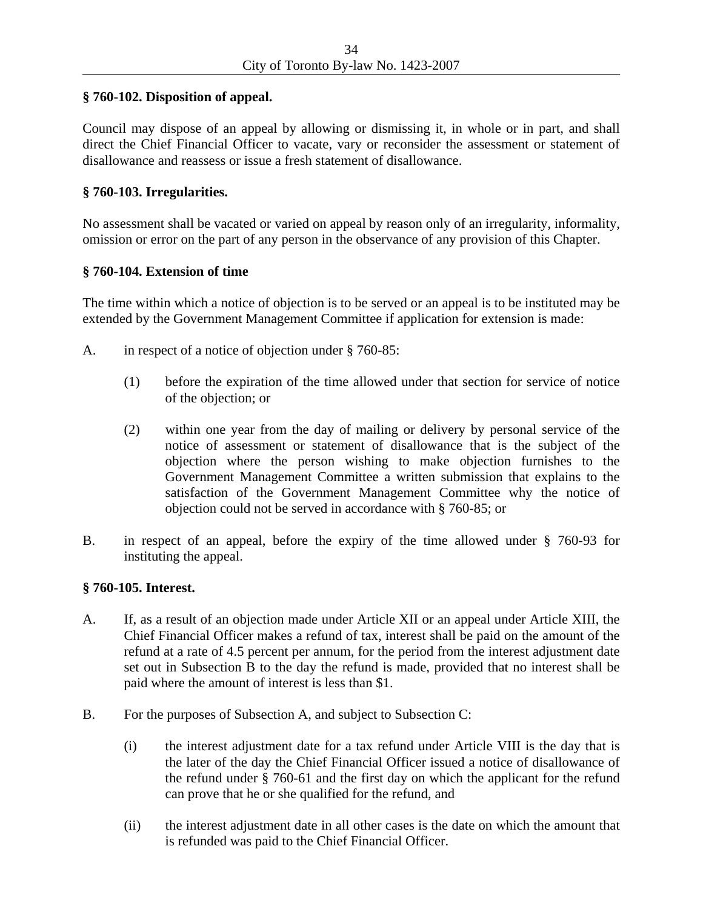**§ 760-102. Disposition of appeal.**

Council may dispose of an appeal by allowing or dismissing it, in whole or in part, and shall direct the Chief Financial Officer to vacate, vary or reconsider the assessment or statement of disallowance and reassess or issue a fresh statement of disallowance.

**§ 760-103. Irregularities.**

No assessment shall be vacated or varied on appeal by reason only of an irregularity, informality, omission or error on the part of any person in the observance of any provision of this Chapter.

**§ 760-104. Extension of time**

The time within which a notice of objection is to be served or an appeal is to be instituted may be extended by the Government Management Committee if application for extension is made:

A. in respect of a notice of objection under § 760-85:

   (1) before the expiration of the time allowed under that section for service of notice of the objection; or

   (2) within one year from the day of mailing or delivery by personal service of the notice of assessment or statement of disallowance that is the subject of the objection where the person wishing to make objection furnishes to the Government Management Committee a written submission that explains to the satisfaction of the Government Management Committee why the notice of objection could not be served in accordance with § 760-85; or

B. in respect of an appeal, before the expiry of the time allowed under § 760-93 for instituting the appeal.

**§ 760-105. Interest.**

A. If, as a result of an objection made under Article XII or an appeal under Article XIII, the Chief Financial Officer makes a refund of tax, interest shall be paid on the amount of the refund at a rate of 4.5 percent per annum, for the period from the interest adjustment date set out in Subsection B to the day the refund is made, provided that no interest shall be paid where the amount of interest is less than $1.

B. For the purposes of Subsection A, and subject to Subsection C:

   (i) the interest adjustment date for a tax refund under Article VIII is the day that is the later of the day the Chief Financial Officer issued a notice of disallowance of the refund under § 760-61 and the first day on which the applicant for the refund can prove that he or she qualified for the refund, and

   (ii) the interest adjustment date in all other cases is the date on which the amount that is refunded was paid to the Chief Financial Officer.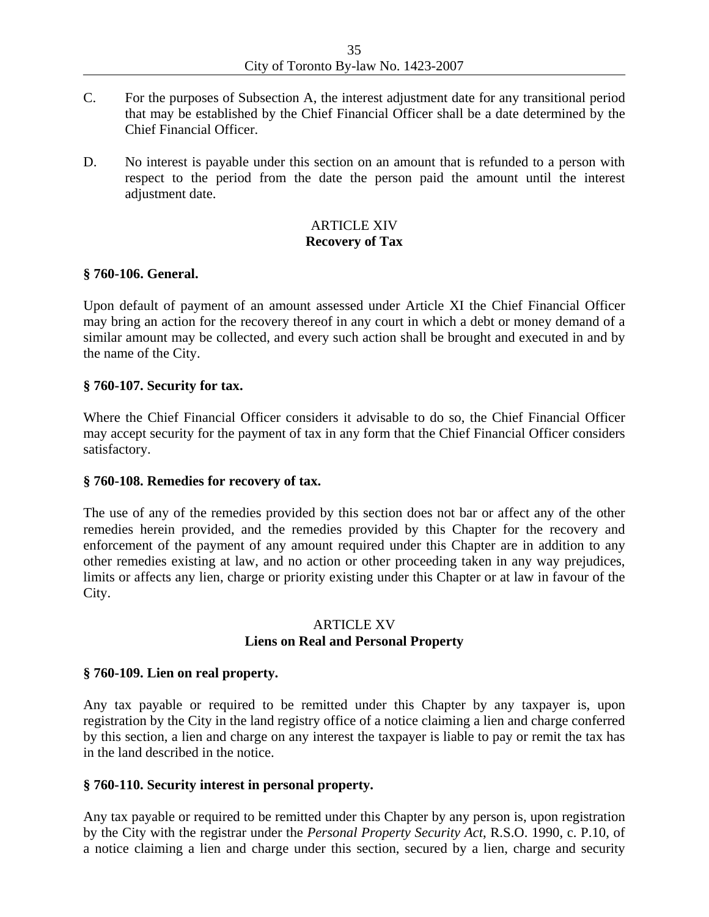C. For the purposes of Subsection A, the interest adjustment date for any transitional period that may be established by the Chief Financial Officer shall be a date determined by the Chief Financial Officer.

D. No interest is payable under this section on an amount that is refunded to a person with respect to the period from the date the person paid the amount until the interest adjustment date.

## ARTICLE XIV
## Recovery of Tax

### § 760-106. General.

Upon default of payment of an amount assessed under Article XI the Chief Financial Officer may bring an action for the recovery thereof in any court in which a debt or money demand of a similar amount may be collected, and every such action shall be brought and executed in and by the name of the City.

### § 760-107. Security for tax.

Where the Chief Financial Officer considers it advisable to do so, the Chief Financial Officer may accept security for the payment of tax in any form that the Chief Financial Officer considers satisfactory.

### § 760-108. Remedies for recovery of tax.

The use of any of the remedies provided by this section does not bar or affect any of the other remedies herein provided, and the remedies provided by this Chapter for the recovery and enforcement of the payment of any amount required under this Chapter are in addition to any other remedies existing at law, and no action or other proceeding taken in any way prejudices, limits or affects any lien, charge or priority existing under this Chapter or at law in favour of the City.

## ARTICLE XV
## Liens on Real and Personal Property

### § 760-109. Lien on real property.

Any tax payable or required to be remitted under this Chapter by any taxpayer is, upon registration by the City in the land registry office of a notice claiming a lien and charge conferred by this section, a lien and charge on any interest the taxpayer is liable to pay or remit the tax has in the land described in the notice.

### § 760-110. Security interest in personal property.

Any tax payable or required to be remitted under this Chapter by any person is, upon registration by the City with the registrar under the *Personal Property Security Act*, R.S.O. 1990, c. P.10, of a notice claiming a lien and charge under this section, secured by a lien, charge and security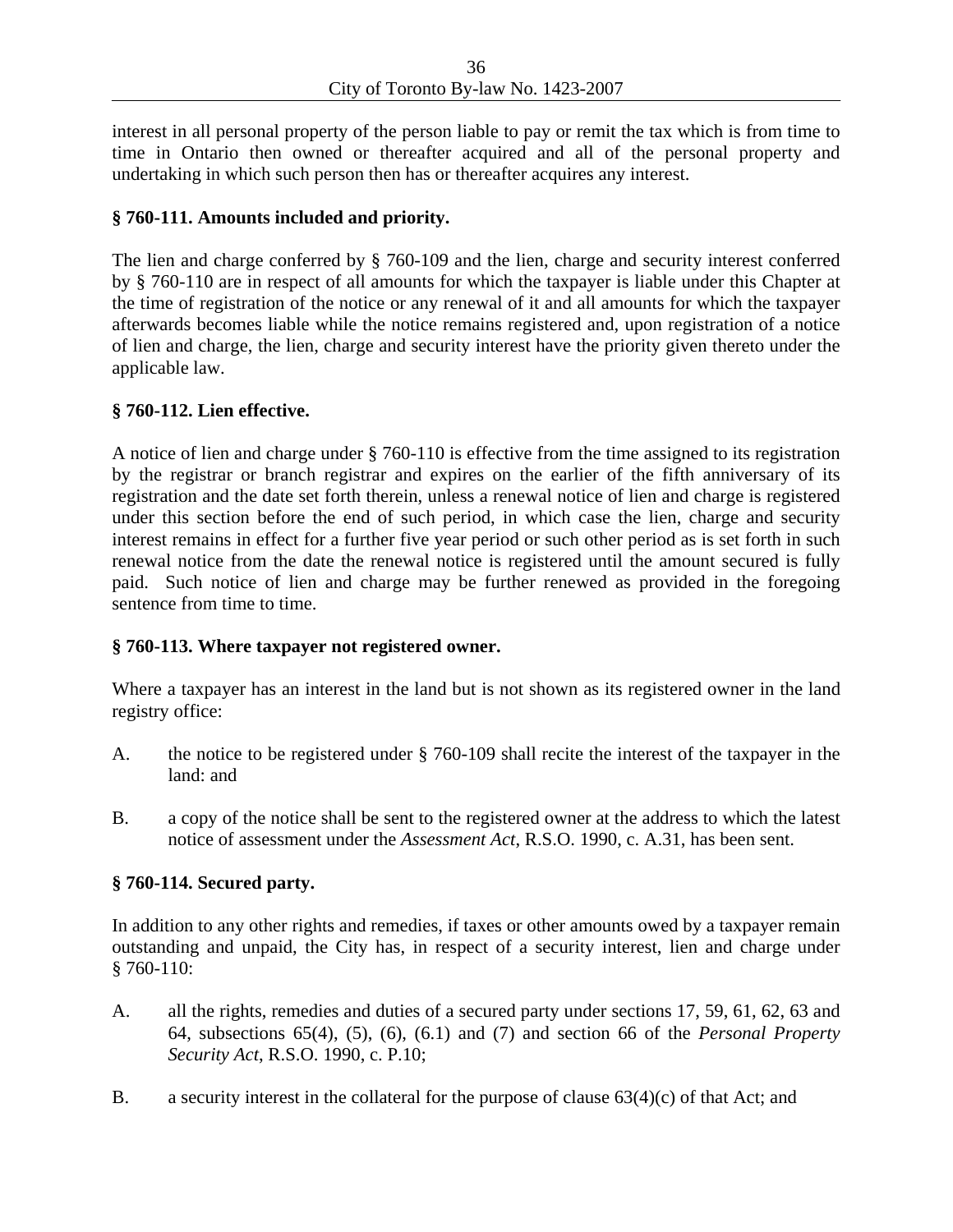interest in all personal property of the person liable to pay or remit the tax which is from time to time in Ontario then owned or thereafter acquired and all of the personal property and undertaking in which such person then has or thereafter acquires any interest.

**§ 760-111. Amounts included and priority.**

The lien and charge conferred by § 760-109 and the lien, charge and security interest conferred by § 760-110 are in respect of all amounts for which the taxpayer is liable under this Chapter at the time of registration of the notice or any renewal of it and all amounts for which the taxpayer afterwards becomes liable while the notice remains registered and, upon registration of a notice of lien and charge, the lien, charge and security interest have the priority given thereto under the applicable law.

**§ 760-112. Lien effective.**

A notice of lien and charge under § 760-110 is effective from the time assigned to its registration by the registrar or branch registrar and expires on the earlier of the fifth anniversary of its registration and the date set forth therein, unless a renewal notice of lien and charge is registered under this section before the end of such period, in which case the lien, charge and security interest remains in effect for a further five year period or such other period as is set forth in such renewal notice from the date the renewal notice is registered until the amount secured is fully paid. Such notice of lien and charge may be further renewed as provided in the foregoing sentence from time to time.

**§ 760-113. Where taxpayer not registered owner.**

Where a taxpayer has an interest in the land but is not shown as its registered owner in the land registry office:

A. the notice to be registered under § 760-109 shall recite the interest of the taxpayer in the land: and

B. a copy of the notice shall be sent to the registered owner at the address to which the latest notice of assessment under the *Assessment Act*, R.S.O. 1990, c. A.31, has been sent.

**§ 760-114. Secured party.**

In addition to any other rights and remedies, if taxes or other amounts owed by a taxpayer remain outstanding and unpaid, the City has, in respect of a security interest, lien and charge under § 760-110:

A. all the rights, remedies and duties of a secured party under sections 17, 59, 61, 62, 63 and 64, subsections 65(4), (5), (6), (6.1) and (7) and section 66 of the *Personal Property Security Act*, R.S.O. 1990, c. P.10;

B. a security interest in the collateral for the purpose of clause 63(4)(c) of that Act; and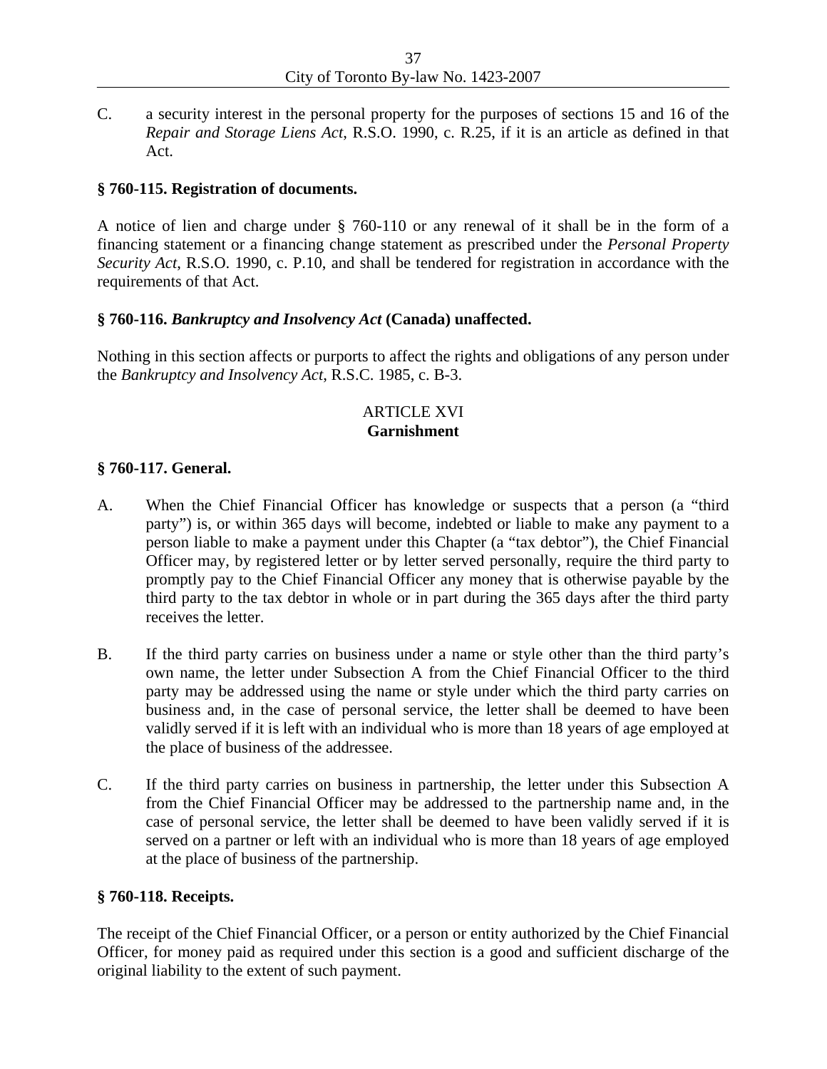C. a security interest in the personal property for the purposes of sections 15 and 16 of the *Repair and Storage Liens Act*, R.S.O. 1990, c. R.25, if it is an article as defined in that Act.

**§ 760-115. Registration of documents.**

A notice of lien and charge under § 760-110 or any renewal of it shall be in the form of a financing statement or a financing change statement as prescribed under the *Personal Property Security Act*, R.S.O. 1990, c. P.10, and shall be tendered for registration in accordance with the requirements of that Act.

**§ 760-116. *Bankruptcy and Insolvency Act* (Canada) unaffected.**

Nothing in this section affects or purports to affect the rights and obligations of any person under the *Bankruptcy and Insolvency Act*, R.S.C. 1985, c. B-3.

## ARTICLE XVI
## Garnishment

**§ 760-117. General.**

A. When the Chief Financial Officer has knowledge or suspects that a person (a "third party") is, or within 365 days will become, indebted or liable to make any payment to a person liable to make a payment under this Chapter (a "tax debtor"), the Chief Financial Officer may, by registered letter or by letter served personally, require the third party to promptly pay to the Chief Financial Officer any money that is otherwise payable by the third party to the tax debtor in whole or in part during the 365 days after the third party receives the letter.

B. If the third party carries on business under a name or style other than the third party's own name, the letter under Subsection A from the Chief Financial Officer to the third party may be addressed using the name or style under which the third party carries on business and, in the case of personal service, the letter shall be deemed to have been validly served if it is left with an individual who is more than 18 years of age employed at the place of business of the addressee.

C. If the third party carries on business in partnership, the letter under this Subsection A from the Chief Financial Officer may be addressed to the partnership name and, in the case of personal service, the letter shall be deemed to have been validly served if it is served on a partner or left with an individual who is more than 18 years of age employed at the place of business of the partnership.

**§ 760-118. Receipts.**

The receipt of the Chief Financial Officer, or a person or entity authorized by the Chief Financial Officer, for money paid as required under this section is a good and sufficient discharge of the original liability to the extent of such payment.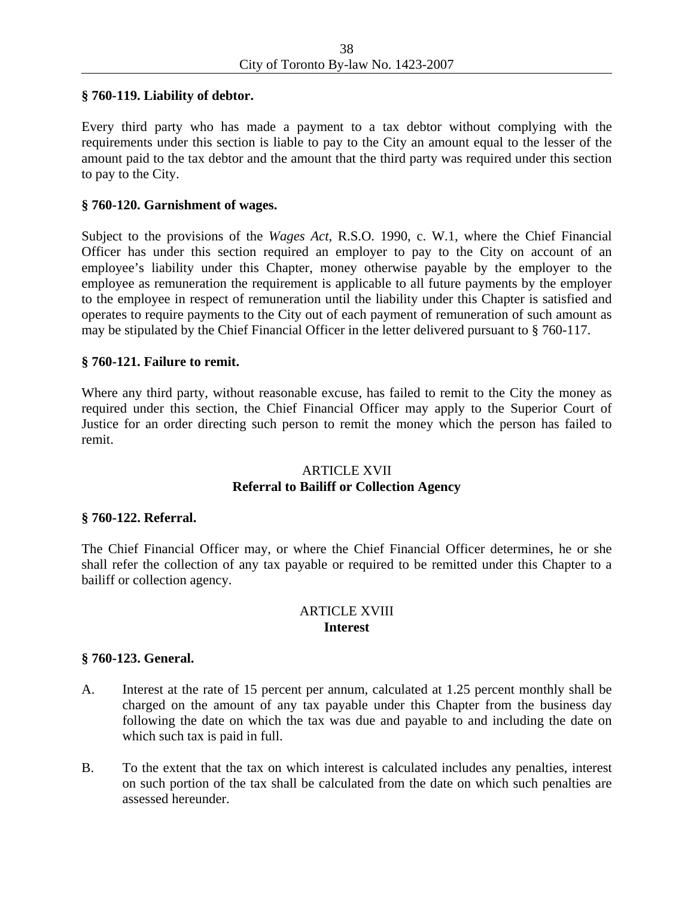**§ 760-119. Liability of debtor.**

Every third party who has made a payment to a tax debtor without complying with the requirements under this section is liable to pay to the City an amount equal to the lesser of the amount paid to the tax debtor and the amount that the third party was required under this section to pay to the City.

**§ 760-120. Garnishment of wages.**

Subject to the provisions of the *Wages Act*, R.S.O. 1990, c. W.1, where the Chief Financial Officer has under this section required an employer to pay to the City on account of an employee's liability under this Chapter, money otherwise payable by the employer to the employee as remuneration the requirement is applicable to all future payments by the employer to the employee in respect of remuneration until the liability under this Chapter is satisfied and operates to require payments to the City out of each payment of remuneration of such amount as may be stipulated by the Chief Financial Officer in the letter delivered pursuant to § 760-117.

**§ 760-121. Failure to remit.**

Where any third party, without reasonable excuse, has failed to remit to the City the money as required under this section, the Chief Financial Officer may apply to the Superior Court of Justice for an order directing such person to remit the money which the person has failed to remit.

## ARTICLE XVII
## Referral to Bailiff or Collection Agency

**§ 760-122. Referral.**

The Chief Financial Officer may, or where the Chief Financial Officer determines, he or she shall refer the collection of any tax payable or required to be remitted under this Chapter to a bailiff or collection agency.

## ARTICLE XVIII
## Interest

**§ 760-123. General.**

A. Interest at the rate of 15 percent per annum, calculated at 1.25 percent monthly shall be charged on the amount of any tax payable under this Chapter from the business day following the date on which the tax was due and payable to and including the date on which such tax is paid in full.

B. To the extent that the tax on which interest is calculated includes any penalties, interest on such portion of the tax shall be calculated from the date on which such penalties are assessed hereunder.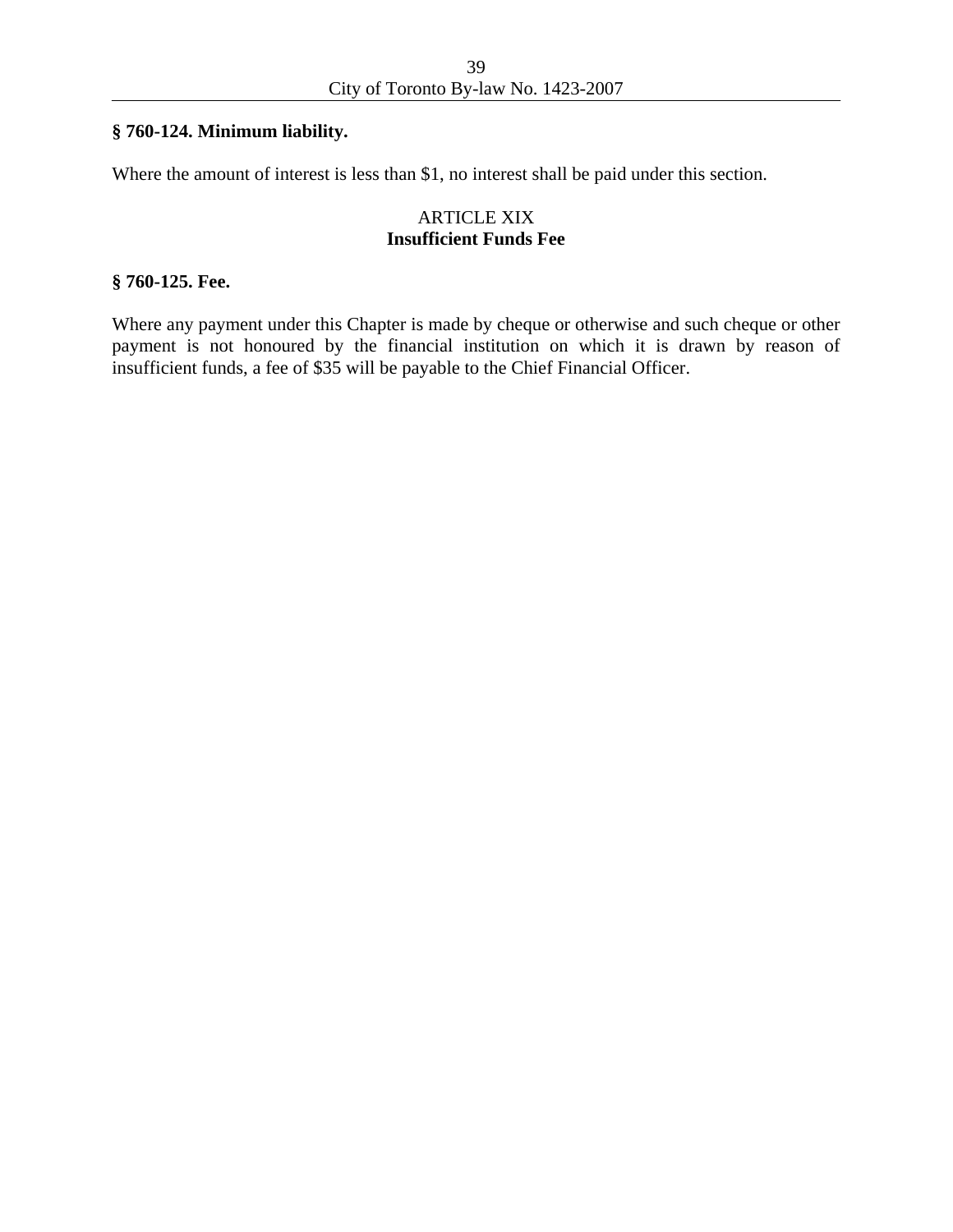**§ 760-124. Minimum liability.**

Where the amount of interest is less than $1, no interest shall be paid under this section.

ARTICLE XIX
**Insufficient Funds Fee**

**§ 760-125. Fee.**

Where any payment under this Chapter is made by cheque or otherwise and such cheque or other payment is not honoured by the financial institution on which it is drawn by reason of insufficient funds, a fee of $35 will be payable to the Chief Financial Officer.